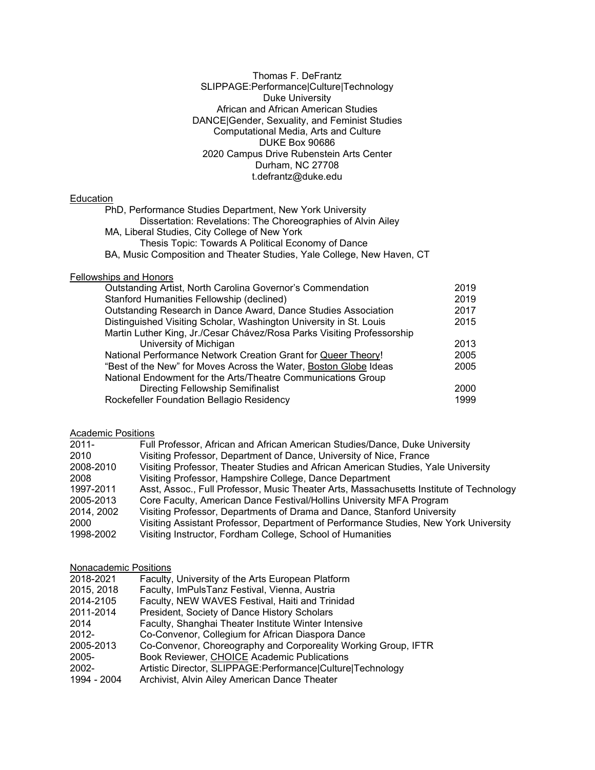Thomas F. DeFrantz
SLIPPAGE:Performance|Culture|Technology
Duke University
African and African American Studies
DANCE|Gender, Sexuality, and Feminist Studies
Computational Media, Arts and Culture
DUKE Box 90686
2020 Campus Drive Rubenstein Arts Center
Durham, NC 27708
t.defrantz@duke.edu

## Education

PhD, Performance Studies Department, New York University
 Dissertation: Revelations: The Choreographies of Alvin Ailey
MA, Liberal Studies, City College of New York
 Thesis Topic: Towards A Political Economy of Dance
BA, Music Composition and Theater Studies, Yale College, New Haven, CT

## Fellowships and Honors

| | |
|---|---|
| Outstanding Artist, North Carolina Governor's Commendation | 2019 |
| Stanford Humanities Fellowship (declined) | 2019 |
| Outstanding Research in Dance Award, Dance Studies Association | 2017 |
| Distinguished Visiting Scholar, Washington University in St. Louis | 2015 |
| Martin Luther King, Jr./Cesar Chávez/Rosa Parks Visiting Professorship University of Michigan | 2013 |
| National Performance Network Creation Grant for Queer Theory! | 2005 |
| "Best of the New" for Moves Across the Water, Boston Globe Ideas | 2005 |
| National Endowment for the Arts/Theatre Communications Group Directing Fellowship Semifinalist | 2000 |
| Rockefeller Foundation Bellagio Residency | 1999 |

## Academic Positions

| | |
|---|---|
| 2011- | Full Professor, African and African American Studies/Dance, Duke University |
| 2010 | Visiting Professor, Department of Dance, University of Nice, France |
| 2008-2010 | Visiting Professor, Theater Studies and African American Studies, Yale University |
| 2008 | Visiting Professor, Hampshire College, Dance Department |
| 1997-2011 | Asst, Assoc., Full Professor, Music Theater Arts, Massachusetts Institute of Technology |
| 2005-2013 | Core Faculty, American Dance Festival/Hollins University MFA Program |
| 2014, 2002 | Visiting Professor, Departments of Drama and Dance, Stanford University |
| 2000 | Visiting Assistant Professor, Department of Performance Studies, New York University |
| 1998-2002 | Visiting Instructor, Fordham College, School of Humanities |

## Nonacademic Positions

| | |
|---|---|
| 2018-2021 | Faculty, University of the Arts European Platform |
| 2015, 2018 | Faculty, ImPulsTanz Festival, Vienna, Austria |
| 2014-2105 | Faculty, NEW WAVES Festival, Haiti and Trinidad |
| 2011-2014 | President, Society of Dance History Scholars |
| 2014 | Faculty, Shanghai Theater Institute Winter Intensive |
| 2012- | Co-Convenor, Collegium for African Diaspora Dance |
| 2005-2013 | Co-Convenor, Choreography and Corporeality Working Group, IFTR |
| 2005- | Book Reviewer, CHOICE Academic Publications |
| 2002- | Artistic Director, SLIPPAGE:Performance\|Culture\|Technology |
| 1994 - 2004 | Archivist, Alvin Ailey American Dance Theater |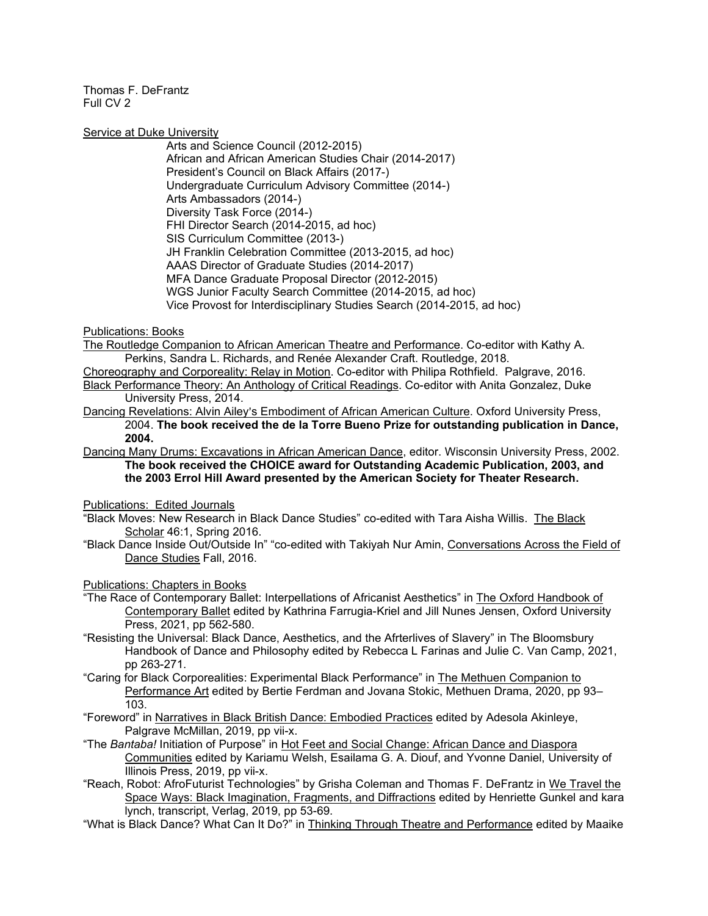Thomas F. DeFrantz
Full CV 2

Service at Duke University

- Arts and Science Council (2012-2015)
- African and African American Studies Chair (2014-2017)
- President's Council on Black Affairs (2017-)
- Undergraduate Curriculum Advisory Committee (2014-)
- Arts Ambassadors (2014-)
- Diversity Task Force (2014-)
- FHI Director Search (2014-2015, ad hoc)
- SIS Curriculum Committee (2013-)
- JH Franklin Celebration Committee (2013-2015, ad hoc)
- AAAS Director of Graduate Studies (2014-2017)
- MFA Dance Graduate Proposal Director (2012-2015)
- WGS Junior Faculty Search Committee (2014-2015, ad hoc)
- Vice Provost for Interdisciplinary Studies Search (2014-2015, ad hoc)

Publications: Books

The Routledge Companion to African American Theatre and Performance. Co-editor with Kathy A. Perkins, Sandra L. Richards, and Renée Alexander Craft. Routledge, 2018.

Choreography and Corporeality: Relay in Motion. Co-editor with Philipa Rothfield. Palgrave, 2016.

Black Performance Theory: An Anthology of Critical Readings. Co-editor with Anita Gonzalez, Duke University Press, 2014.

Dancing Revelations: Alvin Ailey's Embodiment of African American Culture. Oxford University Press, 2004. **The book received the de la Torre Bueno Prize for outstanding publication in Dance, 2004.**

Dancing Many Drums: Excavations in African American Dance, editor. Wisconsin University Press, 2002. **The book received the CHOICE award for Outstanding Academic Publication, 2003, and the 2003 Errol Hill Award presented by the American Society for Theater Research.**

Publications: Edited Journals

"Black Moves: New Research in Black Dance Studies" co-edited with Tara Aisha Willis. The Black Scholar 46:1, Spring 2016.

"Black Dance Inside Out/Outside In" "co-edited with Takiyah Nur Amin, Conversations Across the Field of Dance Studies Fall, 2016.

Publications: Chapters in Books

"The Race of Contemporary Ballet: Interpellations of Africanist Aesthetics" in The Oxford Handbook of Contemporary Ballet edited by Kathrina Farrugia-Kriel and Jill Nunes Jensen, Oxford University Press, 2021, pp 562-580.

"Resisting the Universal: Black Dance, Aesthetics, and the Afrterlives of Slavery" in The Bloomsbury Handbook of Dance and Philosophy edited by Rebecca L Farinas and Julie C. Van Camp, 2021, pp 263-271.

"Caring for Black Corporealities: Experimental Black Performance" in The Methuen Companion to Performance Art edited by Bertie Ferdman and Jovana Stokic, Methuen Drama, 2020, pp 93–103.

"Foreword" in Narratives in Black British Dance: Embodied Practices edited by Adesola Akinleye, Palgrave McMillan, 2019, pp vii-x.

"The *Bantaba!* Initiation of Purpose" in Hot Feet and Social Change: African Dance and Diaspora Communities edited by Kariamu Welsh, Esailama G. A. Diouf, and Yvonne Daniel, University of Illinois Press, 2019, pp vii-x.

"Reach, Robot: AfroFuturist Technologies" by Grisha Coleman and Thomas F. DeFrantz in We Travel the Space Ways: Black Imagination, Fragments, and Diffractions edited by Henriette Gunkel and kara lynch, transcript, Verlag, 2019, pp 53-69.

"What is Black Dance? What Can It Do?" in Thinking Through Theatre and Performance edited by Maaike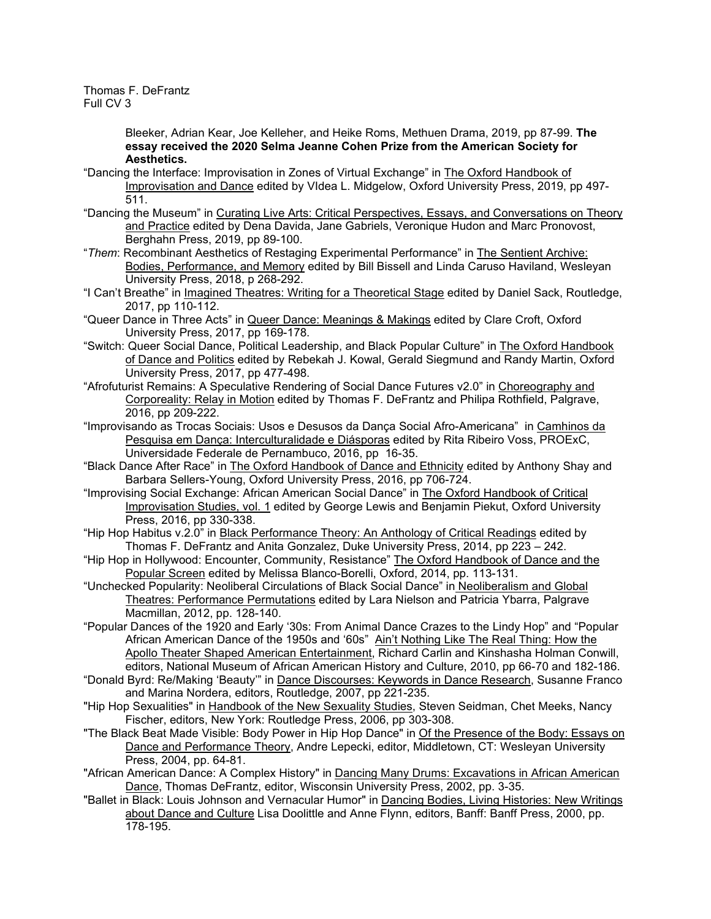Bleeker, Adrian Kear, Joe Kelleher, and Heike Roms, Methuen Drama, 2019, pp 87-99. **The essay received the 2020 Selma Jeanne Cohen Prize from the American Society for Aesthetics.**

"Dancing the Interface: Improvisation in Zones of Virtual Exchange" in The Oxford Handbook of Improvisation and Dance edited by VIdea L. Midgelow, Oxford University Press, 2019, pp 497-511.

"Dancing the Museum" in Curating Live Arts: Critical Perspectives, Essays, and Conversations on Theory and Practice edited by Dena Davida, Jane Gabriels, Veronique Hudon and Marc Pronovost, Berghahn Press, 2019, pp 89-100.

"*Them*: Recombinant Aesthetics of Restaging Experimental Performance" in The Sentient Archive: Bodies, Performance, and Memory edited by Bill Bissell and Linda Caruso Haviland, Wesleyan University Press, 2018, p 268-292.

"I Can't Breathe" in Imagined Theatres: Writing for a Theoretical Stage edited by Daniel Sack, Routledge, 2017, pp 110-112.

"Queer Dance in Three Acts" in Queer Dance: Meanings & Makings edited by Clare Croft, Oxford University Press, 2017, pp 169-178.

"Switch: Queer Social Dance, Political Leadership, and Black Popular Culture" in The Oxford Handbook of Dance and Politics edited by Rebekah J. Kowal, Gerald Siegmund and Randy Martin, Oxford University Press, 2017, pp 477-498.

"Afrofuturist Remains: A Speculative Rendering of Social Dance Futures v2.0" in Choreography and Corporeality: Relay in Motion edited by Thomas F. DeFrantz and Philipa Rothfield, Palgrave, 2016, pp 209-222.

"Improvisando as Trocas Sociais: Usos e Desusos da Dança Social Afro-Americana" in Camhinos da Pesquisa em Dança: Interculturalidade e Diásporas edited by Rita Ribeiro Voss, PROExC, Universidade Federale de Pernambuco, 2016, pp 16-35.

"Black Dance After Race" in The Oxford Handbook of Dance and Ethnicity edited by Anthony Shay and Barbara Sellers-Young, Oxford University Press, 2016, pp 706-724.

"Improvising Social Exchange: African American Social Dance" in The Oxford Handbook of Critical Improvisation Studies, vol. 1 edited by George Lewis and Benjamin Piekut, Oxford University Press, 2016, pp 330-338.

"Hip Hop Habitus v.2.0" in Black Performance Theory: An Anthology of Critical Readings edited by Thomas F. DeFrantz and Anita Gonzalez, Duke University Press, 2014, pp 223 – 242.

"Hip Hop in Hollywood: Encounter, Community, Resistance" The Oxford Handbook of Dance and the Popular Screen edited by Melissa Blanco-Borelli, Oxford, 2014, pp. 113-131.

"Unchecked Popularity: Neoliberal Circulations of Black Social Dance" in Neoliberalism and Global Theatres: Performance Permutations edited by Lara Nielson and Patricia Ybarra, Palgrave Macmillan, 2012, pp. 128-140.

"Popular Dances of the 1920 and Early '30s: From Animal Dance Crazes to the Lindy Hop" and "Popular African American Dance of the 1950s and '60s" Ain't Nothing Like The Real Thing: How the Apollo Theater Shaped American Entertainment, Richard Carlin and Kinshasha Holman Conwill, editors, National Museum of African American History and Culture, 2010, pp 66-70 and 182-186.

"Donald Byrd: Re/Making 'Beauty'" in Dance Discourses: Keywords in Dance Research, Susanne Franco and Marina Nordera, editors, Routledge, 2007, pp 221-235.

"Hip Hop Sexualities" in Handbook of the New Sexuality Studies, Steven Seidman, Chet Meeks, Nancy Fischer, editors, New York: Routledge Press, 2006, pp 303-308.

"The Black Beat Made Visible: Body Power in Hip Hop Dance" in Of the Presence of the Body: Essays on Dance and Performance Theory, Andre Lepecki, editor, Middletown, CT: Wesleyan University Press, 2004, pp. 64-81.

"African American Dance: A Complex History" in Dancing Many Drums: Excavations in African American Dance, Thomas DeFrantz, editor, Wisconsin University Press, 2002, pp. 3-35.

"Ballet in Black: Louis Johnson and Vernacular Humor" in Dancing Bodies, Living Histories: New Writings about Dance and Culture Lisa Doolittle and Anne Flynn, editors, Banff: Banff Press, 2000, pp. 178-195.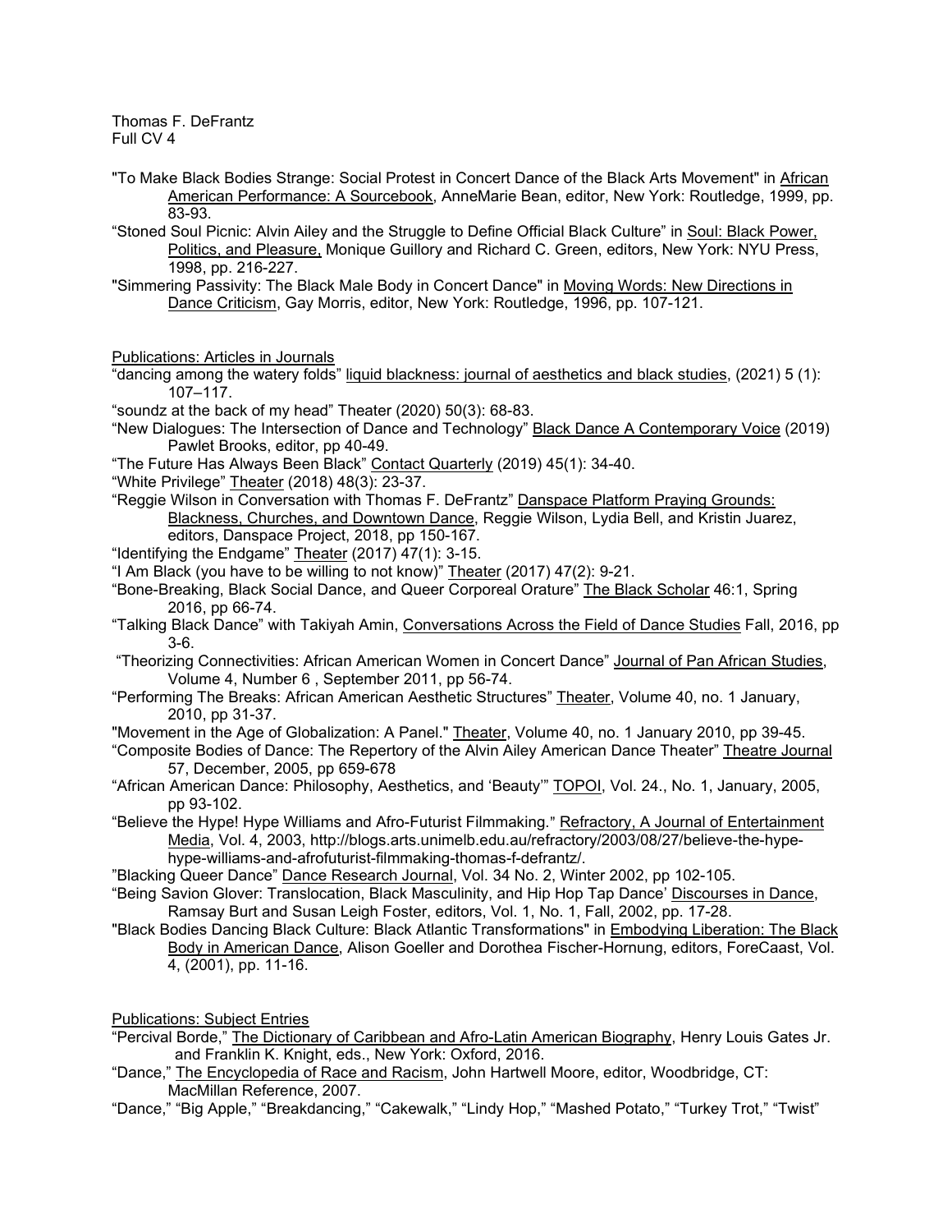"To Make Black Bodies Strange: Social Protest in Concert Dance of the Black Arts Movement" in African American Performance: A Sourcebook, AnneMarie Bean, editor, New York: Routledge, 1999, pp. 83-93.

"Stoned Soul Picnic: Alvin Ailey and the Struggle to Define Official Black Culture" in Soul: Black Power, Politics, and Pleasure, Monique Guillory and Richard C. Green, editors, New York: NYU Press, 1998, pp. 216-227.

"Simmering Passivity: The Black Male Body in Concert Dance" in Moving Words: New Directions in Dance Criticism, Gay Morris, editor, New York: Routledge, 1996, pp. 107-121.

Publications: Articles in Journals

"dancing among the watery folds" liquid blackness: journal of aesthetics and black studies, (2021) 5 (1): 107–117.

"soundz at the back of my head" Theater (2020) 50(3): 68-83.

"New Dialogues: The Intersection of Dance and Technology" Black Dance A Contemporary Voice (2019) Pawlet Brooks, editor, pp 40-49.

"The Future Has Always Been Black" Contact Quarterly (2019) 45(1): 34-40.

"White Privilege" Theater (2018) 48(3): 23-37.

"Reggie Wilson in Conversation with Thomas F. DeFrantz" Danspace Platform Praying Grounds: Blackness, Churches, and Downtown Dance, Reggie Wilson, Lydia Bell, and Kristin Juarez, editors, Danspace Project, 2018, pp 150-167.

"Identifying the Endgame" Theater (2017) 47(1): 3-15.

"I Am Black (you have to be willing to not know)" Theater (2017) 47(2): 9-21.

"Bone-Breaking, Black Social Dance, and Queer Corporeal Orature" The Black Scholar 46:1, Spring 2016, pp 66-74.

"Talking Black Dance" with Takiyah Amin, Conversations Across the Field of Dance Studies Fall, 2016, pp 3-6.

"Theorizing Connectivities: African American Women in Concert Dance" Journal of Pan African Studies, Volume 4, Number 6 , September 2011, pp 56-74.

"Performing The Breaks: African American Aesthetic Structures" Theater, Volume 40, no. 1 January, 2010, pp 31-37.

"Movement in the Age of Globalization: A Panel." Theater, Volume 40, no. 1 January 2010, pp 39-45.

"Composite Bodies of Dance: The Repertory of the Alvin Ailey American Dance Theater" Theatre Journal 57, December, 2005, pp 659-678

"African American Dance: Philosophy, Aesthetics, and 'Beauty'" TOPOI, Vol. 24., No. 1, January, 2005, pp 93-102.

"Believe the Hype! Hype Williams and Afro-Futurist Filmmaking." Refractory, A Journal of Entertainment Media, Vol. 4, 2003, http://blogs.arts.unimelb.edu.au/refractory/2003/08/27/believe-the-hype-hype-williams-and-afrofuturist-filmmaking-thomas-f-defrantz/.

"Blacking Queer Dance" Dance Research Journal, Vol. 34 No. 2, Winter 2002, pp 102-105.

"Being Savion Glover: Translocation, Black Masculinity, and Hip Hop Tap Dance' Discourses in Dance, Ramsay Burt and Susan Leigh Foster, editors, Vol. 1, No. 1, Fall, 2002, pp. 17-28.

"Black Bodies Dancing Black Culture: Black Atlantic Transformations" in Embodying Liberation: The Black Body in American Dance, Alison Goeller and Dorothea Fischer-Hornung, editors, ForeCaast, Vol. 4, (2001), pp. 11-16.

Publications: Subject Entries

"Percival Borde," The Dictionary of Caribbean and Afro-Latin American Biography, Henry Louis Gates Jr. and Franklin K. Knight, eds., New York: Oxford, 2016.

"Dance," The Encyclopedia of Race and Racism, John Hartwell Moore, editor, Woodbridge, CT: MacMillan Reference, 2007.

"Dance," "Big Apple," "Breakdancing," "Cakewalk," "Lindy Hop," "Mashed Potato," "Turkey Trot," "Twist"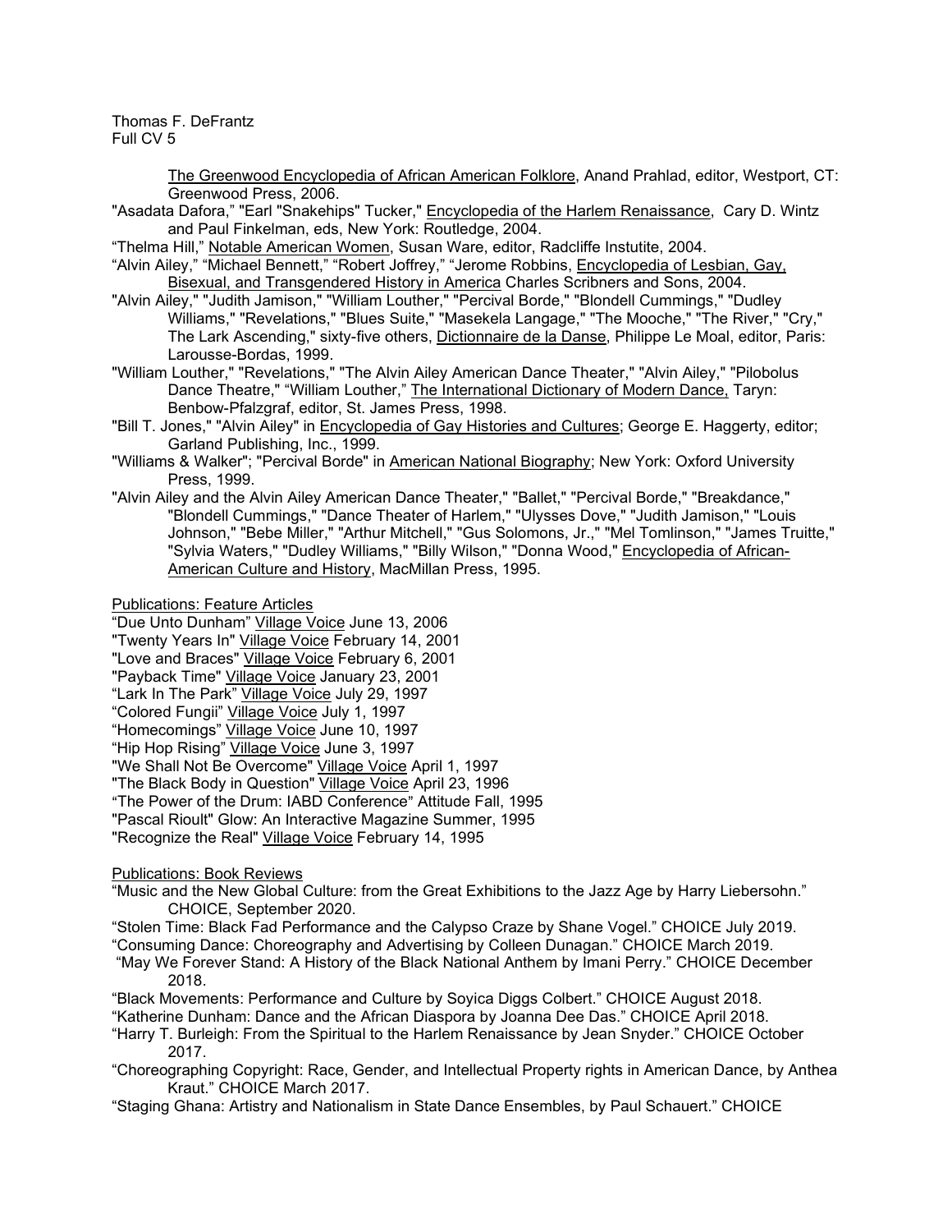The Greenwood Encyclopedia of African American Folklore, Anand Prahlad, editor, Westport, CT: Greenwood Press, 2006.

"Asadata Dafora," "Earl "Snakehips" Tucker," Encyclopedia of the Harlem Renaissance, Cary D. Wintz and Paul Finkelman, eds, New York: Routledge, 2004.

"Thelma Hill," Notable American Women, Susan Ware, editor, Radcliffe Instutite, 2004.

"Alvin Ailey," "Michael Bennett," "Robert Joffrey," "Jerome Robbins, Encyclopedia of Lesbian, Gay, Bisexual, and Transgendered History in America Charles Scribners and Sons, 2004.

"Alvin Ailey," "Judith Jamison," "William Louther," "Percival Borde," "Blondell Cummings," "Dudley Williams," "Revelations," "Blues Suite," "Masekela Langage," "The Mooche," "The River," "Cry," The Lark Ascending," sixty-five others, Dictionnaire de la Danse, Philippe Le Moal, editor, Paris: Larousse-Bordas, 1999.

"William Louther," "Revelations," "The Alvin Ailey American Dance Theater," "Alvin Ailey," "Pilobolus Dance Theatre," "William Louther," The International Dictionary of Modern Dance, Taryn: Benbow-Pfalzgraf, editor, St. James Press, 1998.

"Bill T. Jones," "Alvin Ailey" in Encyclopedia of Gay Histories and Cultures; George E. Haggerty, editor; Garland Publishing, Inc., 1999.

"Williams & Walker"; "Percival Borde" in American National Biography; New York: Oxford University Press, 1999.

"Alvin Ailey and the Alvin Ailey American Dance Theater," "Ballet," "Percival Borde," "Breakdance," "Blondell Cummings," "Dance Theater of Harlem," "Ulysses Dove," "Judith Jamison," "Louis Johnson," "Bebe Miller," "Arthur Mitchell," "Gus Solomons, Jr.," "Mel Tomlinson," "James Truitte," "Sylvia Waters," "Dudley Williams," "Billy Wilson," "Donna Wood," Encyclopedia of African-American Culture and History, MacMillan Press, 1995.

Publications: Feature Articles

"Due Unto Dunham" Village Voice June 13, 2006
"Twenty Years In" Village Voice February 14, 2001
"Love and Braces" Village Voice February 6, 2001
"Payback Time" Village Voice January 23, 2001
"Lark In The Park" Village Voice July 29, 1997
"Colored Fungii" Village Voice July 1, 1997
"Homecomings" Village Voice June 10, 1997
"Hip Hop Rising" Village Voice June 3, 1997
"We Shall Not Be Overcome" Village Voice April 1, 1997
"The Black Body in Question" Village Voice April 23, 1996
"The Power of the Drum: IABD Conference" Attitude Fall, 1995
"Pascal Rioult" Glow: An Interactive Magazine Summer, 1995
"Recognize the Real" Village Voice February 14, 1995

Publications: Book Reviews

"Music and the New Global Culture: from the Great Exhibitions to the Jazz Age by Harry Liebersohn." CHOICE, September 2020.

"Stolen Time: Black Fad Performance and the Calypso Craze by Shane Vogel." CHOICE July 2019.

"Consuming Dance: Choreography and Advertising by Colleen Dunagan." CHOICE March 2019.

"May We Forever Stand: A History of the Black National Anthem by Imani Perry." CHOICE December 2018.

"Black Movements: Performance and Culture by Soyica Diggs Colbert." CHOICE August 2018.

"Katherine Dunham: Dance and the African Diaspora by Joanna Dee Das." CHOICE April 2018.

"Harry T. Burleigh: From the Spiritual to the Harlem Renaissance by Jean Snyder." CHOICE October 2017.

"Choreographing Copyright: Race, Gender, and Intellectual Property rights in American Dance, by Anthea Kraut." CHOICE March 2017.

"Staging Ghana: Artistry and Nationalism in State Dance Ensembles, by Paul Schauert." CHOICE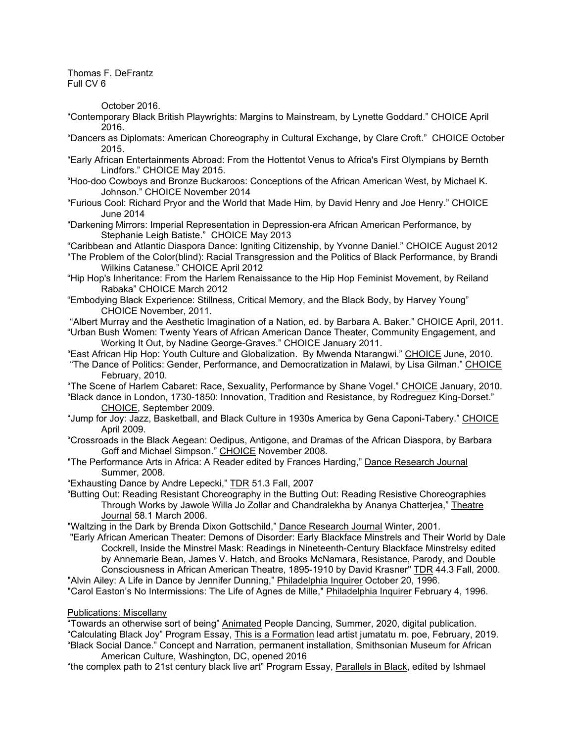October 2016.

"Contemporary Black British Playwrights: Margins to Mainstream, by Lynette Goddard." CHOICE April 2016.

"Dancers as Diplomats: American Choreography in Cultural Exchange, by Clare Croft." CHOICE October 2015.

"Early African Entertainments Abroad: From the Hottentot Venus to Africa's First Olympians by Bernth Lindfors." CHOICE May 2015.

"Hoo-doo Cowboys and Bronze Buckaroos: Conceptions of the African American West, by Michael K. Johnson." CHOICE November 2014

"Furious Cool: Richard Pryor and the World that Made Him, by David Henry and Joe Henry." CHOICE June 2014

"Darkening Mirrors: Imperial Representation in Depression-era African American Performance, by Stephanie Leigh Batiste." CHOICE May 2013

"Caribbean and Atlantic Diaspora Dance: Igniting Citizenship, by Yvonne Daniel." CHOICE August 2012

"The Problem of the Color(blind): Racial Transgression and the Politics of Black Performance, by Brandi Wilkins Catanese." CHOICE April 2012

"Hip Hop's Inheritance: From the Harlem Renaissance to the Hip Hop Feminist Movement, by Reiland Rabaka" CHOICE March 2012

"Embodying Black Experience: Stillness, Critical Memory, and the Black Body, by Harvey Young" CHOICE November, 2011.

"Albert Murray and the Aesthetic Imagination of a Nation, ed. by Barbara A. Baker." CHOICE April, 2011.

"Urban Bush Women: Twenty Years of African American Dance Theater, Community Engagement, and Working It Out, by Nadine George-Graves." CHOICE January 2011.

"East African Hip Hop: Youth Culture and Globalization. By Mwenda Ntarangwi." CHOICE June, 2010.

"The Dance of Politics: Gender, Performance, and Democratization in Malawi, by Lisa Gilman." CHOICE February, 2010.

"The Scene of Harlem Cabaret: Race, Sexuality, Performance by Shane Vogel." CHOICE January, 2010.

"Black dance in London, 1730-1850: Innovation, Tradition and Resistance, by Rodreguez King-Dorset." CHOICE, September 2009.

"Jump for Joy: Jazz, Basketball, and Black Culture in 1930s America by Gena Caponi-Tabery." CHOICE April 2009.

"Crossroads in the Black Aegean: Oedipus, Antigone, and Dramas of the African Diaspora, by Barbara Goff and Michael Simpson." CHOICE November 2008.

"The Performance Arts in Africa: A Reader edited by Frances Harding," Dance Research Journal Summer, 2008.

"Exhausting Dance by Andre Lepecki," TDR 51.3 Fall, 2007

"Butting Out: Reading Resistant Choreography in the Butting Out: Reading Resistive Choreographies Through Works by Jawole Willa Jo Zollar and Chandralekha by Ananya Chatterjea," Theatre Journal 58.1 March 2006.

"Waltzing in the Dark by Brenda Dixon Gottschild," Dance Research Journal Winter, 2001.

"Early African American Theater: Demons of Disorder: Early Blackface Minstrels and Their World by Dale Cockrell, Inside the Minstrel Mask: Readings in Nineteenth-Century Blackface Minstrelsy edited by Annemarie Bean, James V. Hatch, and Brooks McNamara, Resistance, Parody, and Double Consciousness in African American Theatre, 1895-1910 by David Krasner" TDR 44.3 Fall, 2000.

"Alvin Ailey: A Life in Dance by Jennifer Dunning," Philadelphia Inquirer October 20, 1996.

"Carol Easton's No Intermissions: The Life of Agnes de Mille," Philadelphia Inquirer February 4, 1996.

## Publications: Miscellany

"Towards an otherwise sort of being" Animated People Dancing, Summer, 2020, digital publication.

"Calculating Black Joy" Program Essay, This is a Formation lead artist jumatatu m. poe, February, 2019.

"Black Social Dance." Concept and Narration, permanent installation, Smithsonian Museum for African American Culture, Washington, DC, opened 2016

"the complex path to 21st century black live art" Program Essay, Parallels in Black, edited by Ishmael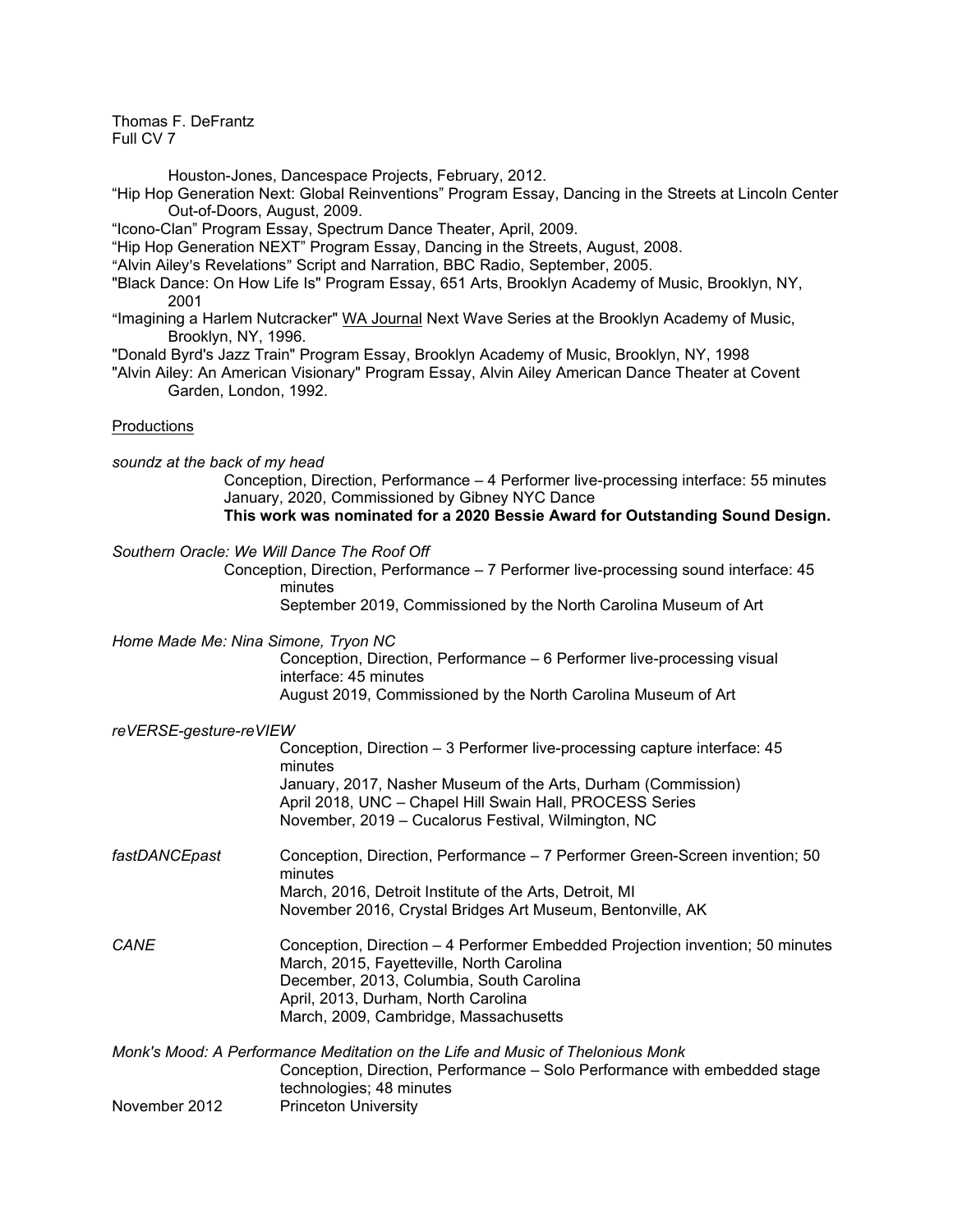Houston-Jones, Dancespace Projects, February, 2012.

"Hip Hop Generation Next: Global Reinventions" Program Essay, Dancing in the Streets at Lincoln Center Out-of-Doors, August, 2009.

"Icono-Clan" Program Essay, Spectrum Dance Theater, April, 2009.

"Hip Hop Generation NEXT" Program Essay, Dancing in the Streets, August, 2008.

"Alvin Ailey's Revelations" Script and Narration, BBC Radio, September, 2005.

"Black Dance: On How Life Is" Program Essay, 651 Arts, Brooklyn Academy of Music, Brooklyn, NY, 2001

"Imagining a Harlem Nutcracker" WA Journal Next Wave Series at the Brooklyn Academy of Music, Brooklyn, NY, 1996.

"Donald Byrd's Jazz Train" Program Essay, Brooklyn Academy of Music, Brooklyn, NY, 1998

"Alvin Ailey: An American Visionary" Program Essay, Alvin Ailey American Dance Theater at Covent Garden, London, 1992.

## Productions

*soundz at the back of my head*

Conception, Direction, Performance – 4 Performer live-processing interface: 55 minutes
January, 2020, Commissioned by Gibney NYC Dance
**This work was nominated for a 2020 Bessie Award for Outstanding Sound Design.**

*Southern Oracle: We Will Dance The Roof Off*

Conception, Direction, Performance – 7 Performer live-processing sound interface: 45 minutes
September 2019, Commissioned by the North Carolina Museum of Art

*Home Made Me: Nina Simone, Tryon NC*

Conception, Direction, Performance – 6 Performer live-processing visual interface: 45 minutes
August 2019, Commissioned by the North Carolina Museum of Art

*reVERSE-gesture-reVIEW*

Conception, Direction – 3 Performer live-processing capture interface: 45 minutes
January, 2017, Nasher Museum of the Arts, Durham (Commission)
April 2018, UNC – Chapel Hill Swain Hall, PROCESS Series
November, 2019 – Cucalorus Festival, Wilmington, NC

*fastDANCEpast*

Conception, Direction, Performance – 7 Performer Green-Screen invention; 50 minutes
March, 2016, Detroit Institute of the Arts, Detroit, MI
November 2016, Crystal Bridges Art Museum, Bentonville, AK

*CANE*

Conception, Direction – 4 Performer Embedded Projection invention; 50 minutes
March, 2015, Fayetteville, North Carolina
December, 2013, Columbia, South Carolina
April, 2013, Durham, North Carolina
March, 2009, Cambridge, Massachusetts

*Monk's Mood: A Performance Meditation on the Life and Music of Thelonious Monk*

Conception, Direction, Performance – Solo Performance with embedded stage technologies; 48 minutes

November 2012 — Princeton University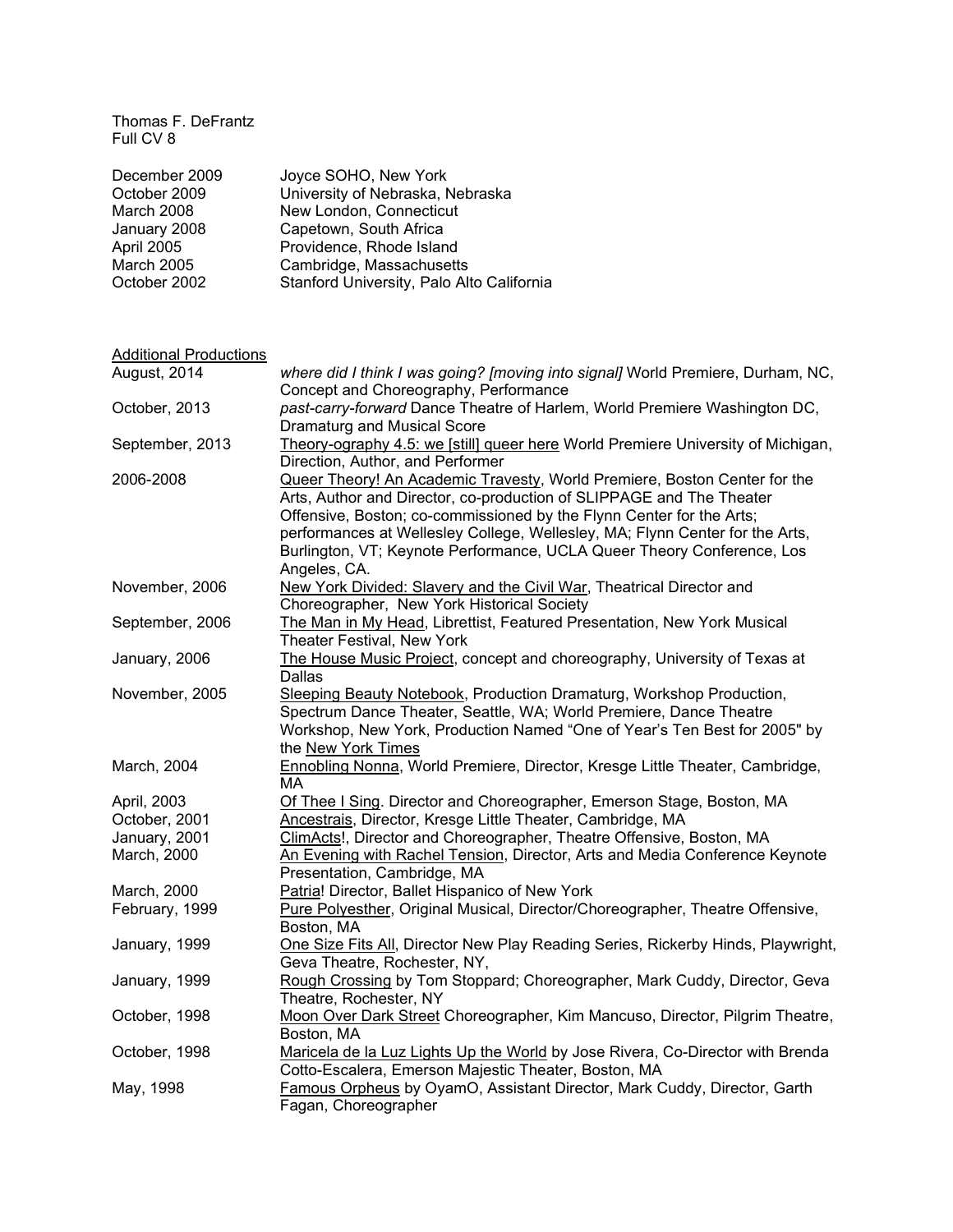| | |
|---|---|
| December 2009 | Joyce SOHO, New York |
| October 2009 | University of Nebraska, Nebraska |
| March 2008 | New London, Connecticut |
| January 2008 | Capetown, South Africa |
| April 2005 | Providence, Rhode Island |
| March 2005 | Cambridge, Massachusetts |
| October 2002 | Stanford University, Palo Alto California |

<u>Additional Productions</u>

| | |
|---|---|
| August, 2014 | *where did I think I was going? [moving into signal]* World Premiere, Durham, NC, Concept and Choreography, Performance |
| October, 2013 | *past-carry-forward* Dance Theatre of Harlem, World Premiere Washington DC, Dramaturg and Musical Score |
| September, 2013 | <u>Theory-ography 4.5: we [still] queer here</u> World Premiere University of Michigan, Direction, Author, and Performer |
| 2006-2008 | <u>Queer Theory! An Academic Travesty</u>, World Premiere, Boston Center for the Arts, Author and Director, co-production of SLIPPAGE and The Theater Offensive, Boston; co-commissioned by the Flynn Center for the Arts; performances at Wellesley College, Wellesley, MA; Flynn Center for the Arts, Burlington, VT; Keynote Performance, UCLA Queer Theory Conference, Los Angeles, CA. |
| November, 2006 | <u>New York Divided: Slavery and the Civil War</u>, Theatrical Director and Choreographer, New York Historical Society |
| September, 2006 | <u>The Man in My Head</u>, Librettist, Featured Presentation, New York Musical Theater Festival, New York |
| January, 2006 | <u>The House Music Project</u>, concept and choreography, University of Texas at Dallas |
| November, 2005 | <u>Sleeping Beauty Notebook</u>, Production Dramaturg, Workshop Production, Spectrum Dance Theater, Seattle, WA; World Premiere, Dance Theatre Workshop, New York, Production Named "One of Year's Ten Best for 2005" by the <u>New York Times</u> |
| March, 2004 | <u>Ennobling Nonna</u>, World Premiere, Director, Kresge Little Theater, Cambridge, MA |
| April, 2003 | <u>Of Thee I Sing</u>. Director and Choreographer, Emerson Stage, Boston, MA |
| October, 2001 | <u>Ancestrais</u>, Director, Kresge Little Theater, Cambridge, MA |
| January, 2001 | <u>ClimActs</u>!, Director and Choreographer, Theatre Offensive, Boston, MA |
| March, 2000 | <u>An Evening with Rachel Tension</u>, Director, Arts and Media Conference Keynote Presentation, Cambridge, MA |
| March, 2000 | <u>Patria</u>! Director, Ballet Hispanico of New York |
| February, 1999 | <u>Pure Polyesther</u>, Original Musical, Director/Choreographer, Theatre Offensive, Boston, MA |
| January, 1999 | <u>One Size Fits All</u>, Director New Play Reading Series, Rickerby Hinds, Playwright, Geva Theatre, Rochester, NY, |
| January, 1999 | <u>Rough Crossing</u> by Tom Stoppard; Choreographer, Mark Cuddy, Director, Geva Theatre, Rochester, NY |
| October, 1998 | <u>Moon Over Dark Street</u> Choreographer, Kim Mancuso, Director, Pilgrim Theatre, Boston, MA |
| October, 1998 | <u>Maricela de la Luz Lights Up the World</u> by Jose Rivera, Co-Director with Brenda Cotto-Escalera, Emerson Majestic Theater, Boston, MA |
| May, 1998 | <u>Famous Orpheus</u> by OyamO, Assistant Director, Mark Cuddy, Director, Garth Fagan, Choreographer |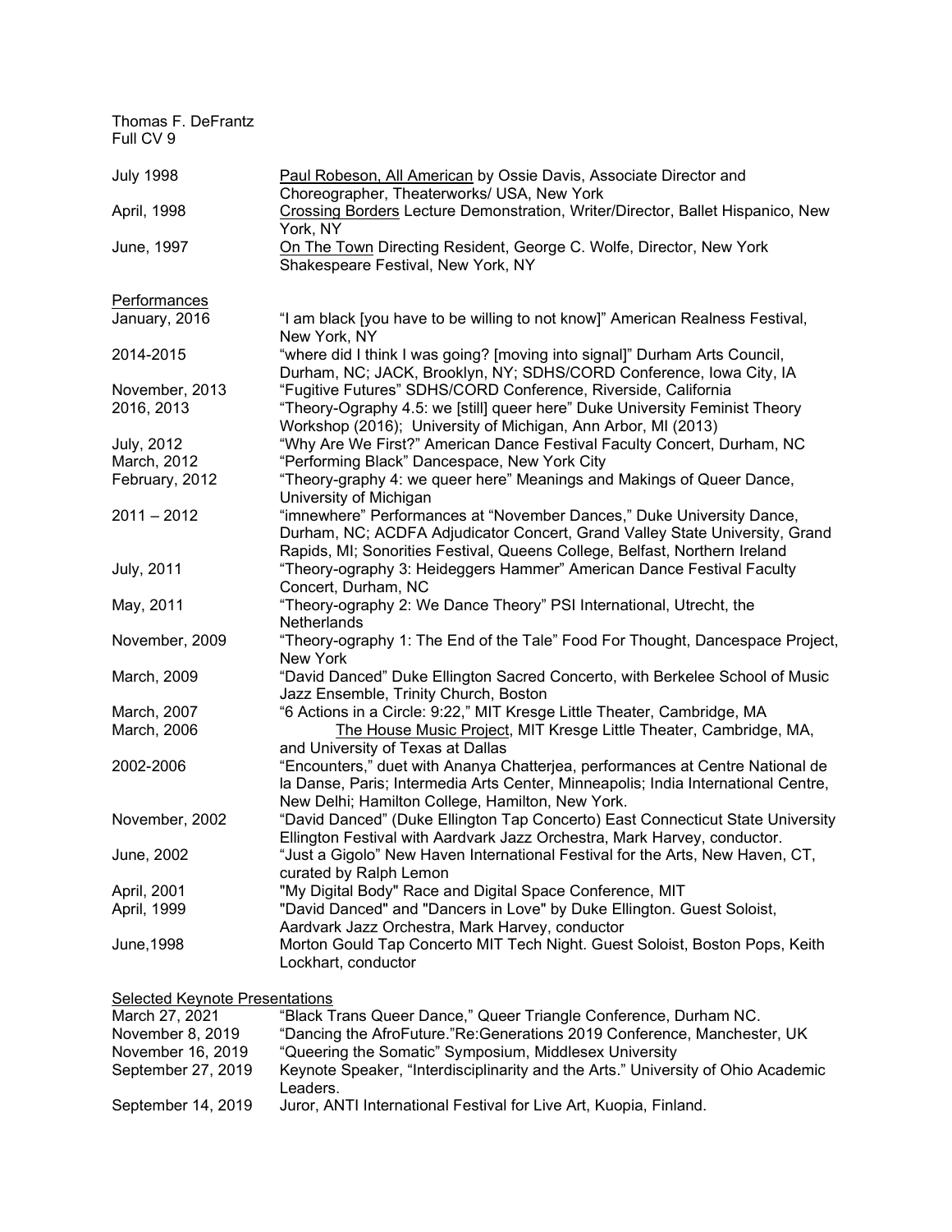| | |
|---|---|
| July 1998 | Paul Robeson, All American by Ossie Davis, Associate Director and Choreographer, Theaterworks/ USA, New York |
| April, 1998 | Crossing Borders Lecture Demonstration, Writer/Director, Ballet Hispanico, New York, NY |
| June, 1997 | On The Town Directing Resident, George C. Wolfe, Director, New York Shakespeare Festival, New York, NY |

## Performances

| | |
|---|---|
| January, 2016 | "I am black [you have to be willing to not know]" American Realness Festival, New York, NY |
| 2014-2015 | "where did I think I was going? [moving into signal]" Durham Arts Council, Durham, NC; JACK, Brooklyn, NY; SDHS/CORD Conference, Iowa City, IA |
| November, 2013 | "Fugitive Futures" SDHS/CORD Conference, Riverside, California |
| 2016, 2013 | "Theory-Ography 4.5: we [still] queer here" Duke University Feminist Theory Workshop (2016); University of Michigan, Ann Arbor, MI (2013) |
| July, 2012 | "Why Are We First?" American Dance Festival Faculty Concert, Durham, NC |
| March, 2012 | "Performing Black" Dancespace, New York City |
| February, 2012 | "Theory-graphy 4: we queer here" Meanings and Makings of Queer Dance, University of Michigan |
| 2011 – 2012 | "imnewhere" Performances at "November Dances," Duke University Dance, Durham, NC; ACDFA Adjudicator Concert, Grand Valley State University, Grand Rapids, MI; Sonorities Festival, Queens College, Belfast, Northern Ireland |
| July, 2011 | "Theory-ography 3: Heideggers Hammer" American Dance Festival Faculty Concert, Durham, NC |
| May, 2011 | "Theory-ography 2: We Dance Theory" PSI International, Utrecht, the Netherlands |
| November, 2009 | "Theory-ography 1: The End of the Tale" Food For Thought, Dancespace Project, New York |
| March, 2009 | "David Danced" Duke Ellington Sacred Concerto, with Berkelee School of Music Jazz Ensemble, Trinity Church, Boston |
| March, 2007 | "6 Actions in a Circle: 9:22," MIT Kresge Little Theater, Cambridge, MA |
| March, 2006 | The House Music Project, MIT Kresge Little Theater, Cambridge, MA, and University of Texas at Dallas |
| 2002-2006 | "Encounters," duet with Ananya Chatterjea, performances at Centre National de la Danse, Paris; Intermedia Arts Center, Minneapolis; India International Centre, New Delhi; Hamilton College, Hamilton, New York. |
| November, 2002 | "David Danced" (Duke Ellington Tap Concerto) East Connecticut State University Ellington Festival with Aardvark Jazz Orchestra, Mark Harvey, conductor. |
| June, 2002 | "Just a Gigolo" New Haven International Festival for the Arts, New Haven, CT, curated by Ralph Lemon |
| April, 2001 | "My Digital Body" Race and Digital Space Conference, MIT |
| April, 1999 | "David Danced" and "Dancers in Love" by Duke Ellington. Guest Soloist, Aardvark Jazz Orchestra, Mark Harvey, conductor |
| June,1998 | Morton Gould Tap Concerto MIT Tech Night. Guest Soloist, Boston Pops, Keith Lockhart, conductor |

## Selected Keynote Presentations

| | |
|---|---|
| March 27, 2021 | "Black Trans Queer Dance," Queer Triangle Conference, Durham NC. |
| November 8, 2019 | "Dancing the AfroFuture."Re:Generations 2019 Conference, Manchester, UK |
| November 16, 2019 | "Queering the Somatic" Symposium, Middlesex University |
| September 27, 2019 | Keynote Speaker, "Interdisciplinarity and the Arts." University of Ohio Academic Leaders. |
| September 14, 2019 | Juror, ANTI International Festival for Live Art, Kuopia, Finland. |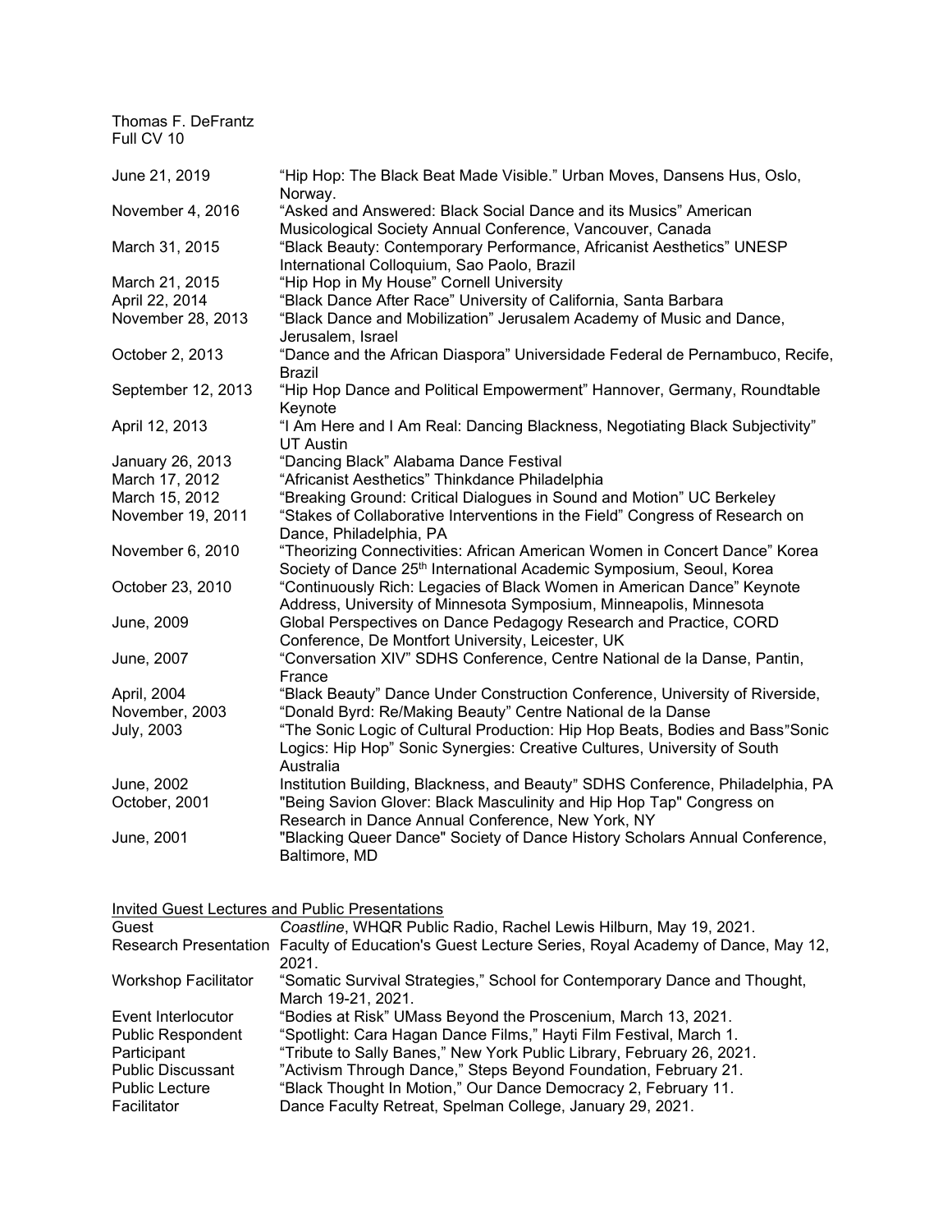| | |
|---|---|
| June 21, 2019 | "Hip Hop: The Black Beat Made Visible." Urban Moves, Dansens Hus, Oslo, Norway. |
| November 4, 2016 | "Asked and Answered: Black Social Dance and its Musics" American Musicological Society Annual Conference, Vancouver, Canada |
| March 31, 2015 | "Black Beauty: Contemporary Performance, Africanist Aesthetics" UNESP International Colloquium, Sao Paolo, Brazil |
| March 21, 2015 | "Hip Hop in My House" Cornell University |
| April 22, 2014 | "Black Dance After Race" University of California, Santa Barbara |
| November 28, 2013 | "Black Dance and Mobilization" Jerusalem Academy of Music and Dance, Jerusalem, Israel |
| October 2, 2013 | "Dance and the African Diaspora" Universidade Federal de Pernambuco, Recife, Brazil |
| September 12, 2013 | "Hip Hop Dance and Political Empowerment" Hannover, Germany, Roundtable Keynote |
| April 12, 2013 | "I Am Here and I Am Real: Dancing Blackness, Negotiating Black Subjectivity" UT Austin |
| January 26, 2013 | "Dancing Black" Alabama Dance Festival |
| March 17, 2012 | "Africanist Aesthetics" Thinkdance Philadelphia |
| March 15, 2012 | "Breaking Ground: Critical Dialogues in Sound and Motion" UC Berkeley |
| November 19, 2011 | "Stakes of Collaborative Interventions in the Field" Congress of Research on Dance, Philadelphia, PA |
| November 6, 2010 | "Theorizing Connectivities: African American Women in Concert Dance" Korea Society of Dance 25th International Academic Symposium, Seoul, Korea |
| October 23, 2010 | "Continuously Rich: Legacies of Black Women in American Dance" Keynote Address, University of Minnesota Symposium, Minneapolis, Minnesota |
| June, 2009 | Global Perspectives on Dance Pedagogy Research and Practice, CORD Conference, De Montfort University, Leicester, UK |
| June, 2007 | "Conversation XIV" SDHS Conference, Centre National de la Danse, Pantin, France |
| April, 2004 | "Black Beauty" Dance Under Construction Conference, University of Riverside, |
| November, 2003 | "Donald Byrd: Re/Making Beauty" Centre National de la Danse |
| July, 2003 | "The Sonic Logic of Cultural Production: Hip Hop Beats, Bodies and Bass"Sonic Logics: Hip Hop" Sonic Synergies: Creative Cultures, University of South Australia |
| June, 2002 | Institution Building, Blackness, and Beauty" SDHS Conference, Philadelphia, PA |
| October, 2001 | "Being Savion Glover: Black Masculinity and Hip Hop Tap" Congress on Research in Dance Annual Conference, New York, NY |
| June, 2001 | "Blacking Queer Dance" Society of Dance History Scholars Annual Conference, Baltimore, MD |

## Invited Guest Lectures and Public Presentations

| | |
|---|---|
| Guest | *Coastline*, WHQR Public Radio, Rachel Lewis Hilburn, May 19, 2021. |
| Research Presentation | Faculty of Education's Guest Lecture Series, Royal Academy of Dance, May 12, 2021. |
| Workshop Facilitator | "Somatic Survival Strategies," School for Contemporary Dance and Thought, March 19-21, 2021. |
| Event Interlocutor | "Bodies at Risk" UMass Beyond the Proscenium, March 13, 2021. |
| Public Respondent | "Spotlight: Cara Hagan Dance Films," Hayti Film Festival, March 1. |
| Participant | "Tribute to Sally Banes," New York Public Library, February 26, 2021. |
| Public Discussant | "Activism Through Dance," Steps Beyond Foundation, February 21. |
| Public Lecture | "Black Thought In Motion," Our Dance Democracy 2, February 11. |
| Facilitator | Dance Faculty Retreat, Spelman College, January 29, 2021. |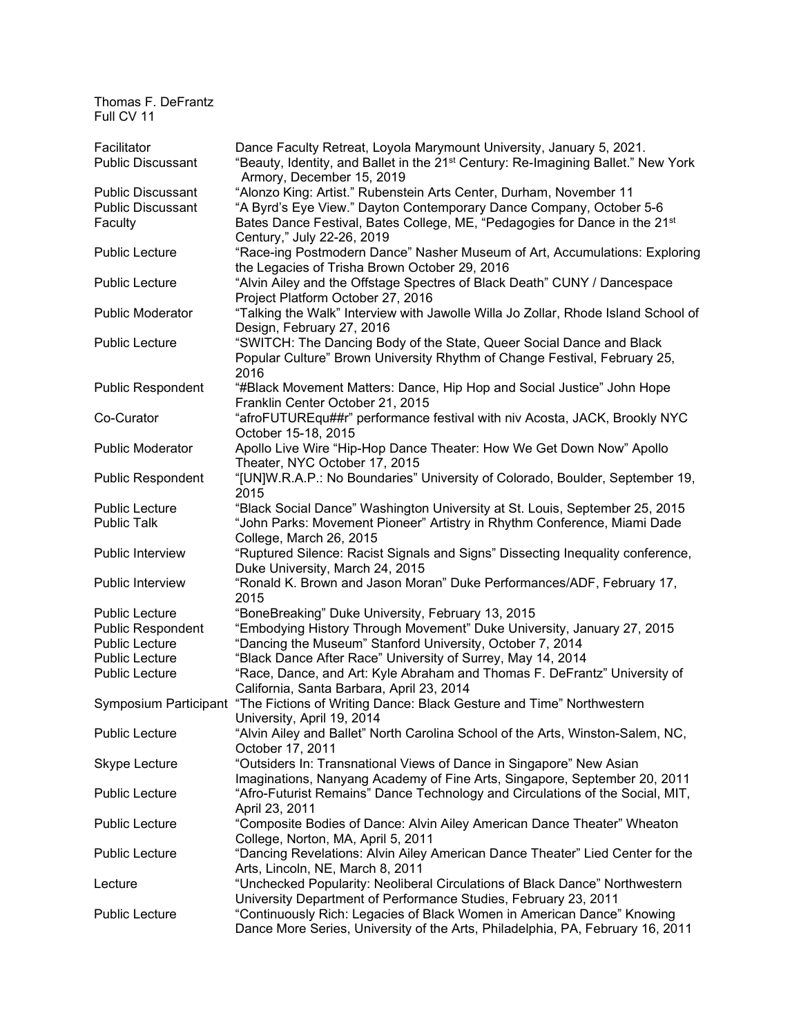| | |
|---|---|
| Facilitator | Dance Faculty Retreat, Loyola Marymount University, January 5, 2021. |
| Public Discussant | "Beauty, Identity, and Ballet in the 21st Century: Re-Imagining Ballet." New York Armory, December 15, 2019 |
| Public Discussant | "Alonzo King: Artist." Rubenstein Arts Center, Durham, November 11 |
| Public Discussant | "A Byrd's Eye View." Dayton Contemporary Dance Company, October 5-6 |
| Faculty | Bates Dance Festival, Bates College, ME, "Pedagogies for Dance in the 21st Century," July 22-26, 2019 |
| Public Lecture | "Race-ing Postmodern Dance" Nasher Museum of Art, Accumulations: Exploring the Legacies of Trisha Brown October 29, 2016 |
| Public Lecture | "Alvin Ailey and the Offstage Spectres of Black Death" CUNY / Dancespace Project Platform October 27, 2016 |
| Public Moderator | "Talking the Walk" Interview with Jawolle Willa Jo Zollar, Rhode Island School of Design, February 27, 2016 |
| Public Lecture | "SWITCH: The Dancing Body of the State, Queer Social Dance and Black Popular Culture" Brown University Rhythm of Change Festival, February 25, 2016 |
| Public Respondent | "#Black Movement Matters: Dance, Hip Hop and Social Justice" John Hope Franklin Center October 21, 2015 |
| Co-Curator | "afroFUTUREqu##r" performance festival with niv Acosta, JACK, Brookly NYC October 15-18, 2015 |
| Public Moderator | Apollo Live Wire "Hip-Hop Dance Theater: How We Get Down Now" Apollo Theater, NYC October 17, 2015 |
| Public Respondent | "[UN]W.R.A.P.: No Boundaries" University of Colorado, Boulder, September 19, 2015 |
| Public Lecture | "Black Social Dance" Washington University at St. Louis, September 25, 2015 |
| Public Talk | "John Parks: Movement Pioneer" Artistry in Rhythm Conference, Miami Dade College, March 26, 2015 |
| Public Interview | "Ruptured Silence: Racist Signals and Signs" Dissecting Inequality conference, Duke University, March 24, 2015 |
| Public Interview | "Ronald K. Brown and Jason Moran" Duke Performances/ADF, February 17, 2015 |
| Public Lecture | "BoneBreaking" Duke University, February 13, 2015 |
| Public Respondent | "Embodying History Through Movement" Duke University, January 27, 2015 |
| Public Lecture | "Dancing the Museum" Stanford University, October 7, 2014 |
| Public Lecture | "Black Dance After Race" University of Surrey, May 14, 2014 |
| Public Lecture | "Race, Dance, and Art: Kyle Abraham and Thomas F. DeFrantz" University of California, Santa Barbara, April 23, 2014 |
| Symposium Participant | "The Fictions of Writing Dance: Black Gesture and Time" Northwestern University, April 19, 2014 |
| Public Lecture | "Alvin Ailey and Ballet" North Carolina School of the Arts, Winston-Salem, NC, October 17, 2011 |
| Skype Lecture | "Outsiders In: Transnational Views of Dance in Singapore" New Asian Imaginations, Nanyang Academy of Fine Arts, Singapore, September 20, 2011 |
| Public Lecture | "Afro-Futurist Remains" Dance Technology and Circulations of the Social, MIT, April 23, 2011 |
| Public Lecture | "Composite Bodies of Dance: Alvin Ailey American Dance Theater" Wheaton College, Norton, MA, April 5, 2011 |
| Public Lecture | "Dancing Revelations: Alvin Ailey American Dance Theater" Lied Center for the Arts, Lincoln, NE, March 8, 2011 |
| Lecture | "Unchecked Popularity: Neoliberal Circulations of Black Dance" Northwestern University Department of Performance Studies, February 23, 2011 |
| Public Lecture | "Continuously Rich: Legacies of Black Women in American Dance" Knowing Dance More Series, University of the Arts, Philadelphia, PA, February 16, 2011 |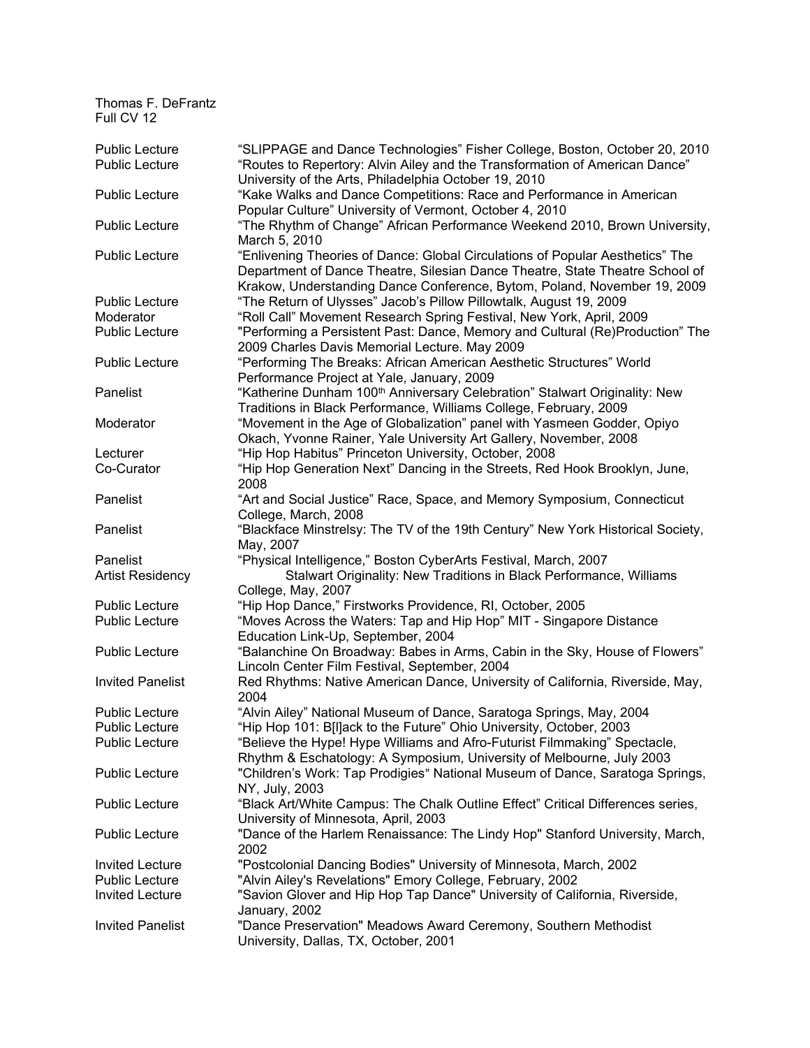| | |
|---|---|
| Public Lecture | “SLIPPAGE and Dance Technologies” Fisher College, Boston, October 20, 2010 |
| Public Lecture | “Routes to Repertory: Alvin Ailey and the Transformation of American Dance” University of the Arts, Philadelphia October 19, 2010 |
| Public Lecture | “Kake Walks and Dance Competitions: Race and Performance in American Popular Culture” University of Vermont, October 4, 2010 |
| Public Lecture | “The Rhythm of Change” African Performance Weekend 2010, Brown University, March 5, 2010 |
| Public Lecture | “Enlivening Theories of Dance: Global Circulations of Popular Aesthetics” The Department of Dance Theatre, Silesian Dance Theatre, State Theatre School of Krakow, Understanding Dance Conference, Bytom, Poland, November 19, 2009 |
| Public Lecture | “The Return of Ulysses” Jacob’s Pillow Pillowtalk, August 19, 2009 |
| Moderator | “Roll Call” Movement Research Spring Festival, New York, April, 2009 |
| Public Lecture | "Performing a Persistent Past: Dance, Memory and Cultural (Re)Production” The 2009 Charles Davis Memorial Lecture. May 2009 |
| Public Lecture | “Performing The Breaks: African American Aesthetic Structures” World Performance Project at Yale, January, 2009 |
| Panelist | “Katherine Dunham 100th Anniversary Celebration” Stalwart Originality: New Traditions in Black Performance, Williams College, February, 2009 |
| Moderator | “Movement in the Age of Globalization” panel with Yasmeen Godder, Opiyo Okach, Yvonne Rainer, Yale University Art Gallery, November, 2008 |
| Lecturer | “Hip Hop Habitus” Princeton University, October, 2008 |
| Co-Curator | “Hip Hop Generation Next” Dancing in the Streets, Red Hook Brooklyn, June, 2008 |
| Panelist | “Art and Social Justice” Race, Space, and Memory Symposium, Connecticut College, March, 2008 |
| Panelist | “Blackface Minstrelsy: The TV of the 19th Century” New York Historical Society, May, 2007 |
| Panelist | “Physical Intelligence,” Boston CyberArts Festival, March, 2007 |
| Artist Residency | Stalwart Originality: New Traditions in Black Performance, Williams College, May, 2007 |
| Public Lecture | “Hip Hop Dance,” Firstworks Providence, RI, October, 2005 |
| Public Lecture | “Moves Across the Waters: Tap and Hip Hop” MIT - Singapore Distance Education Link-Up, September, 2004 |
| Public Lecture | “Balanchine On Broadway: Babes in Arms, Cabin in the Sky, House of Flowers” Lincoln Center Film Festival, September, 2004 |
| Invited Panelist | Red Rhythms: Native American Dance, University of California, Riverside, May, 2004 |
| Public Lecture | “Alvin Ailey” National Museum of Dance, Saratoga Springs, May, 2004 |
| Public Lecture | “Hip Hop 101: B[l]ack to the Future” Ohio University, October, 2003 |
| Public Lecture | “Believe the Hype! Hype Williams and Afro-Futurist Filmmaking” Spectacle, Rhythm & Eschatology: A Symposium, University of Melbourne, July 2003 |
| Public Lecture | "Children’s Work: Tap Prodigies" National Museum of Dance, Saratoga Springs, NY, July, 2003 |
| Public Lecture | “Black Art/White Campus: The Chalk Outline Effect” Critical Differences series, University of Minnesota, April, 2003 |
| Public Lecture | "Dance of the Harlem Renaissance: The Lindy Hop" Stanford University, March, 2002 |
| Invited Lecture | "Postcolonial Dancing Bodies" University of Minnesota, March, 2002 |
| Public Lecture | "Alvin Ailey's Revelations" Emory College, February, 2002 |
| Invited Lecture | "Savion Glover and Hip Hop Tap Dance" University of California, Riverside, January, 2002 |
| Invited Panelist | "Dance Preservation" Meadows Award Ceremony, Southern Methodist University, Dallas, TX, October, 2001 |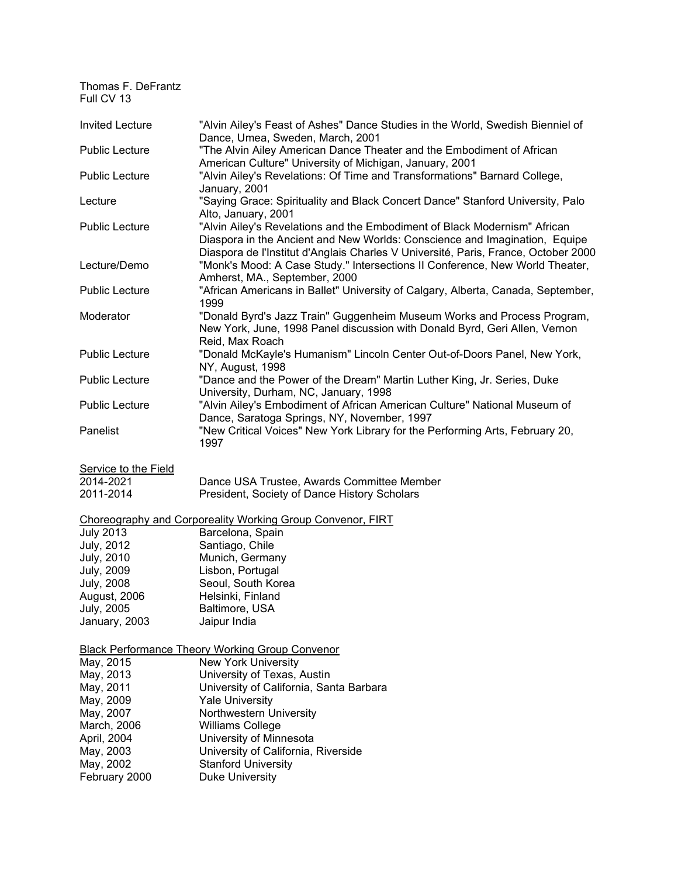| | |
|---|---|
| Invited Lecture | "Alvin Ailey's Feast of Ashes" Dance Studies in the World, Swedish Bienniel of Dance, Umea, Sweden, March, 2001 |
| Public Lecture | "The Alvin Ailey American Dance Theater and the Embodiment of African American Culture" University of Michigan, January, 2001 |
| Public Lecture | "Alvin Ailey's Revelations: Of Time and Transformations" Barnard College, January, 2001 |
| Lecture | "Saying Grace: Spirituality and Black Concert Dance" Stanford University, Palo Alto, January, 2001 |
| Public Lecture | "Alvin Ailey's Revelations and the Embodiment of Black Modernism" African Diaspora in the Ancient and New Worlds: Conscience and Imagination, Equipe Diaspora de l'Institut d'Anglais Charles V Université, Paris, France, October 2000 |
| Lecture/Demo | "Monk's Mood: A Case Study." Intersections II Conference, New World Theater, Amherst, MA., September, 2000 |
| Public Lecture | "African Americans in Ballet" University of Calgary, Alberta, Canada, September, 1999 |
| Moderator | "Donald Byrd's Jazz Train" Guggenheim Museum Works and Process Program, New York, June, 1998 Panel discussion with Donald Byrd, Geri Allen, Vernon Reid, Max Roach |
| Public Lecture | "Donald McKayle's Humanism" Lincoln Center Out-of-Doors Panel, New York, NY, August, 1998 |
| Public Lecture | "Dance and the Power of the Dream" Martin Luther King, Jr. Series, Duke University, Durham, NC, January, 1998 |
| Public Lecture | "Alvin Ailey's Embodiment of African American Culture" National Museum of Dance, Saratoga Springs, NY, November, 1997 |
| Panelist | "New Critical Voices" New York Library for the Performing Arts, February 20, 1997 |

Service to the Field

| | |
|---|---|
| 2014-2021 | Dance USA Trustee, Awards Committee Member |
| 2011-2014 | President, Society of Dance History Scholars |

Choreography and Corporeality Working Group Convenor, FIRT

| | |
|---|---|
| July 2013 | Barcelona, Spain |
| July, 2012 | Santiago, Chile |
| July, 2010 | Munich, Germany |
| July, 2009 | Lisbon, Portugal |
| July, 2008 | Seoul, South Korea |
| August, 2006 | Helsinki, Finland |
| July, 2005 | Baltimore, USA |
| January, 2003 | Jaipur India |

Black Performance Theory Working Group Convenor

| | |
|---|---|
| May, 2015 | New York University |
| May, 2013 | University of Texas, Austin |
| May, 2011 | University of California, Santa Barbara |
| May, 2009 | Yale University |
| May, 2007 | Northwestern University |
| March, 2006 | Williams College |
| April, 2004 | University of Minnesota |
| May, 2003 | University of California, Riverside |
| May, 2002 | Stanford University |
| February 2000 | Duke University |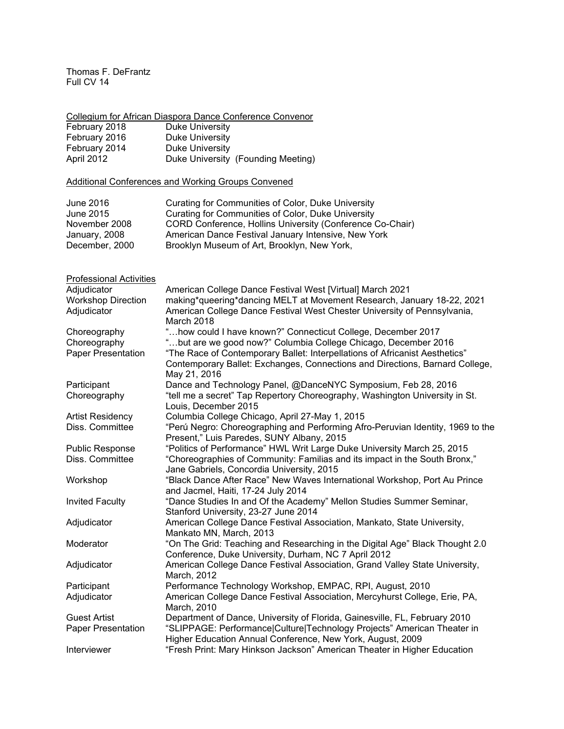Collegium for African Diaspora Dance Conference Convenor

| | |
|---|---|
| February 2018 | Duke University |
| February 2016 | Duke University |
| February 2014 | Duke University |
| April 2012 | Duke University (Founding Meeting) |

Additional Conferences and Working Groups Convened

| | |
|---|---|
| June 2016 | Curating for Communities of Color, Duke University |
| June 2015 | Curating for Communities of Color, Duke University |
| November 2008 | CORD Conference, Hollins University (Conference Co-Chair) |
| January, 2008 | American Dance Festival January Intensive, New York |
| December, 2000 | Brooklyn Museum of Art, Brooklyn, New York, |

Professional Activities

| | |
|---|---|
| Adjudicator | American College Dance Festival West [Virtual] March 2021 |
| Workshop Direction | making*queering*dancing MELT at Movement Research, January 18-22, 2021 |
| Adjudicator | American College Dance Festival West Chester University of Pennsylvania, March 2018 |
| Choreography | "…how could I have known?" Connecticut College, December 2017 |
| Choreography | "…but are we good now?" Columbia College Chicago, December 2016 |
| Paper Presentation | "The Race of Contemporary Ballet: Interpellations of Africanist Aesthetics" Contemporary Ballet: Exchanges, Connections and Directions, Barnard College, May 21, 2016 |
| Participant | Dance and Technology Panel, @DanceNYC Symposium, Feb 28, 2016 |
| Choreography | "tell me a secret" Tap Repertory Choreography, Washington University in St. Louis, December 2015 |
| Artist Residency | Columbia College Chicago, April 27-May 1, 2015 |
| Diss. Committee | "Perú Negro: Choreographing and Performing Afro-Peruvian Identity, 1969 to the Present," Luis Paredes, SUNY Albany, 2015 |
| Public Response | "Politics of Performance" HWL Writ Large Duke University March 25, 2015 |
| Diss. Committee | "Choreographies of Community: Familias and its impact in the South Bronx," Jane Gabriels, Concordia University, 2015 |
| Workshop | "Black Dance After Race" New Waves International Workshop, Port Au Prince and Jacmel, Haiti, 17-24 July 2014 |
| Invited Faculty | "Dance Studies In and Of the Academy" Mellon Studies Summer Seminar, Stanford University, 23-27 June 2014 |
| Adjudicator | American College Dance Festival Association, Mankato, State University, Mankato MN, March, 2013 |
| Moderator | "On The Grid: Teaching and Researching in the Digital Age" Black Thought 2.0 Conference, Duke University, Durham, NC 7 April 2012 |
| Adjudicator | American College Dance Festival Association, Grand Valley State University, March, 2012 |
| Participant | Performance Technology Workshop, EMPAC, RPI, August, 2010 |
| Adjudicator | American College Dance Festival Association, Mercyhurst College, Erie, PA, March, 2010 |
| Guest Artist | Department of Dance, University of Florida, Gainesville, FL, February 2010 |
| Paper Presentation | "SLIPPAGE: Performance\|Culture\|Technology Projects" American Theater in Higher Education Annual Conference, New York, August, 2009 |
| Interviewer | "Fresh Print: Mary Hinkson Jackson" American Theater in Higher Education |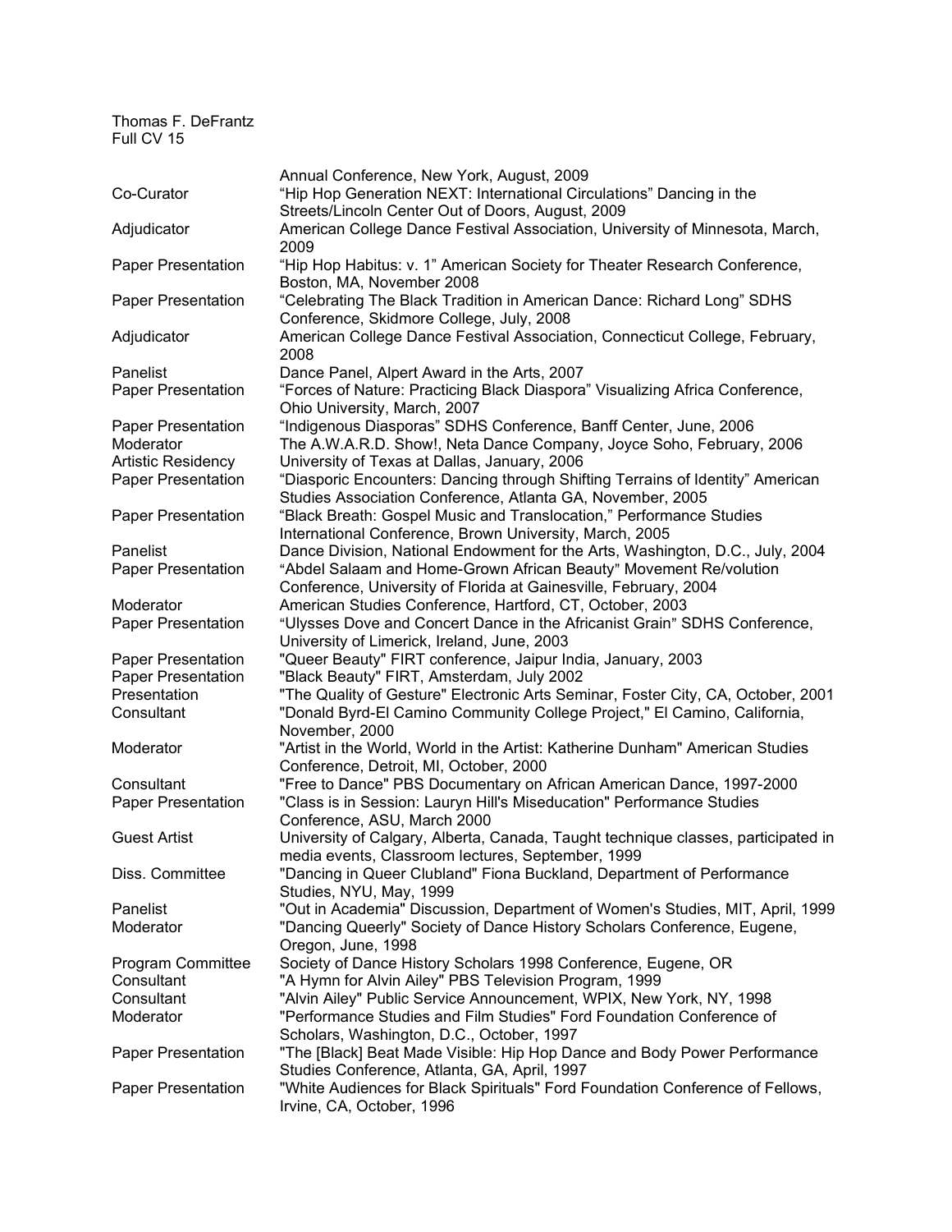| | |
|---|---|
| | Annual Conference, New York, August, 2009 |
| Co-Curator | “Hip Hop Generation NEXT: International Circulations” Dancing in the Streets/Lincoln Center Out of Doors, August, 2009 |
| Adjudicator | American College Dance Festival Association, University of Minnesota, March, 2009 |
| Paper Presentation | “Hip Hop Habitus: v. 1” American Society for Theater Research Conference, Boston, MA, November 2008 |
| Paper Presentation | “Celebrating The Black Tradition in American Dance: Richard Long” SDHS Conference, Skidmore College, July, 2008 |
| Adjudicator | American College Dance Festival Association, Connecticut College, February, 2008 |
| Panelist | Dance Panel, Alpert Award in the Arts, 2007 |
| Paper Presentation | “Forces of Nature: Practicing Black Diaspora” Visualizing Africa Conference, Ohio University, March, 2007 |
| Paper Presentation | “Indigenous Diasporas” SDHS Conference, Banff Center, June, 2006 |
| Moderator | The A.W.A.R.D. Show!, Neta Dance Company, Joyce Soho, February, 2006 |
| Artistic Residency | University of Texas at Dallas, January, 2006 |
| Paper Presentation | “Diasporic Encounters: Dancing through Shifting Terrains of Identity” American Studies Association Conference, Atlanta GA, November, 2005 |
| Paper Presentation | “Black Breath: Gospel Music and Translocation,” Performance Studies International Conference, Brown University, March, 2005 |
| Panelist | Dance Division, National Endowment for the Arts, Washington, D.C., July, 2004 |
| Paper Presentation | “Abdel Salaam and Home-Grown African Beauty” Movement Re/volution Conference, University of Florida at Gainesville, February, 2004 |
| Moderator | American Studies Conference, Hartford, CT, October, 2003 |
| Paper Presentation | “Ulysses Dove and Concert Dance in the Africanist Grain” SDHS Conference, University of Limerick, Ireland, June, 2003 |
| Paper Presentation | "Queer Beauty" FIRT conference, Jaipur India, January, 2003 |
| Paper Presentation | "Black Beauty" FIRT, Amsterdam, July 2002 |
| Presentation | "The Quality of Gesture" Electronic Arts Seminar, Foster City, CA, October, 2001 |
| Consultant | "Donald Byrd-El Camino Community College Project," El Camino, California, November, 2000 |
| Moderator | "Artist in the World, World in the Artist: Katherine Dunham" American Studies Conference, Detroit, MI, October, 2000 |
| Consultant | "Free to Dance" PBS Documentary on African American Dance, 1997-2000 |
| Paper Presentation | "Class is in Session: Lauryn Hill's Miseducation" Performance Studies Conference, ASU, March 2000 |
| Guest Artist | University of Calgary, Alberta, Canada, Taught technique classes, participated in media events, Classroom lectures, September, 1999 |
| Diss. Committee | "Dancing in Queer Clubland" Fiona Buckland, Department of Performance Studies, NYU, May, 1999 |
| Panelist | "Out in Academia" Discussion, Department of Women's Studies, MIT, April, 1999 |
| Moderator | "Dancing Queerly" Society of Dance History Scholars Conference, Eugene, Oregon, June, 1998 |
| Program Committee | Society of Dance History Scholars 1998 Conference, Eugene, OR |
| Consultant | "A Hymn for Alvin Ailey" PBS Television Program, 1999 |
| Consultant | "Alvin Ailey" Public Service Announcement, WPIX, New York, NY, 1998 |
| Moderator | "Performance Studies and Film Studies" Ford Foundation Conference of Scholars, Washington, D.C., October, 1997 |
| Paper Presentation | "The [Black] Beat Made Visible: Hip Hop Dance and Body Power Performance Studies Conference, Atlanta, GA, April, 1997 |
| Paper Presentation | "White Audiences for Black Spirituals" Ford Foundation Conference of Fellows, Irvine, CA, October, 1996 |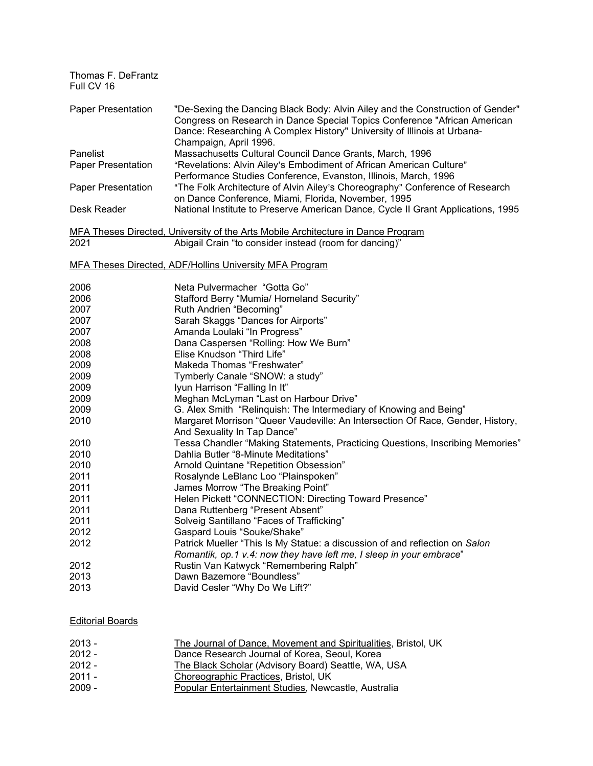| | |
|---|---|
| Paper Presentation | "De-Sexing the Dancing Black Body: Alvin Ailey and the Construction of Gender" Congress on Research in Dance Special Topics Conference "African American Dance: Researching A Complex History" University of Illinois at Urbana-Champaign, April 1996. |
| Panelist | Massachusetts Cultural Council Dance Grants, March, 1996 |
| Paper Presentation | "Revelations: Alvin Ailey's Embodiment of African American Culture" Performance Studies Conference, Evanston, Illinois, March, 1996 |
| Paper Presentation | "The Folk Architecture of Alvin Ailey's Choreography" Conference of Research on Dance Conference, Miami, Florida, November, 1995 |
| Desk Reader | National Institute to Preserve American Dance, Cycle II Grant Applications, 1995 |

<u>MFA Theses Directed, University of the Arts Mobile Architecture in Dance Program</u>

| | |
|---|---|
| 2021 | Abigail Crain "to consider instead (room for dancing)" |

<u>MFA Theses Directed, ADF/Hollins University MFA Program</u>

| | |
|---|---|
| 2006 | Neta Pulvermacher "Gotta Go" |
| 2006 | Stafford Berry "Mumia/ Homeland Security" |
| 2007 | Ruth Andrien "Becoming" |
| 2007 | Sarah Skaggs "Dances for Airports" |
| 2007 | Amanda Loulaki "In Progress" |
| 2008 | Dana Caspersen "Rolling: How We Burn" |
| 2008 | Elise Knudson "Third Life" |
| 2009 | Makeda Thomas "Freshwater" |
| 2009 | Tymberly Canale "SNOW: a study" |
| 2009 | Iyun Harrison "Falling In It" |
| 2009 | Meghan McLyman "Last on Harbour Drive" |
| 2009 | G. Alex Smith "Relinquish: The Intermediary of Knowing and Being" |
| 2010 | Margaret Morrison "Queer Vaudeville: An Intersection Of Race, Gender, History, And Sexuality In Tap Dance" |
| 2010 | Tessa Chandler "Making Statements, Practicing Questions, Inscribing Memories" |
| 2010 | Dahlia Butler "8-Minute Meditations" |
| 2010 | Arnold Quintane "Repetition Obsession" |
| 2011 | Rosalynde LeBlanc Loo "Plainspoken" |
| 2011 | James Morrow "The Breaking Point" |
| 2011 | Helen Pickett "CONNECTION: Directing Toward Presence" |
| 2011 | Dana Ruttenberg "Present Absent" |
| 2011 | Solveig Santillano "Faces of Trafficking" |
| 2012 | Gaspard Louis "Souke/Shake" |
| 2012 | Patrick Mueller "This Is My Statue: a discussion of and reflection on *Salon Romantik, op.1 v.4: now they have left me, I sleep in your embrace*" |
| 2012 | Rustin Van Katwyck "Remembering Ralph" |
| 2013 | Dawn Bazemore "Boundless" |
| 2013 | David Cesler "Why Do We Lift?" |

<u>Editorial Boards</u>

| | |
|---|---|
| 2013 - | <u>The Journal of Dance, Movement and Spiritualities</u>, Bristol, UK |
| 2012 - | <u>Dance Research Journal of Korea</u>, Seoul, Korea |
| 2012 - | <u>The Black Scholar</u> (Advisory Board) Seattle, WA, USA |
| 2011 - | <u>Choreographic Practices</u>, Bristol, UK |
| 2009 - | <u>Popular Entertainment Studies</u>, Newcastle, Australia |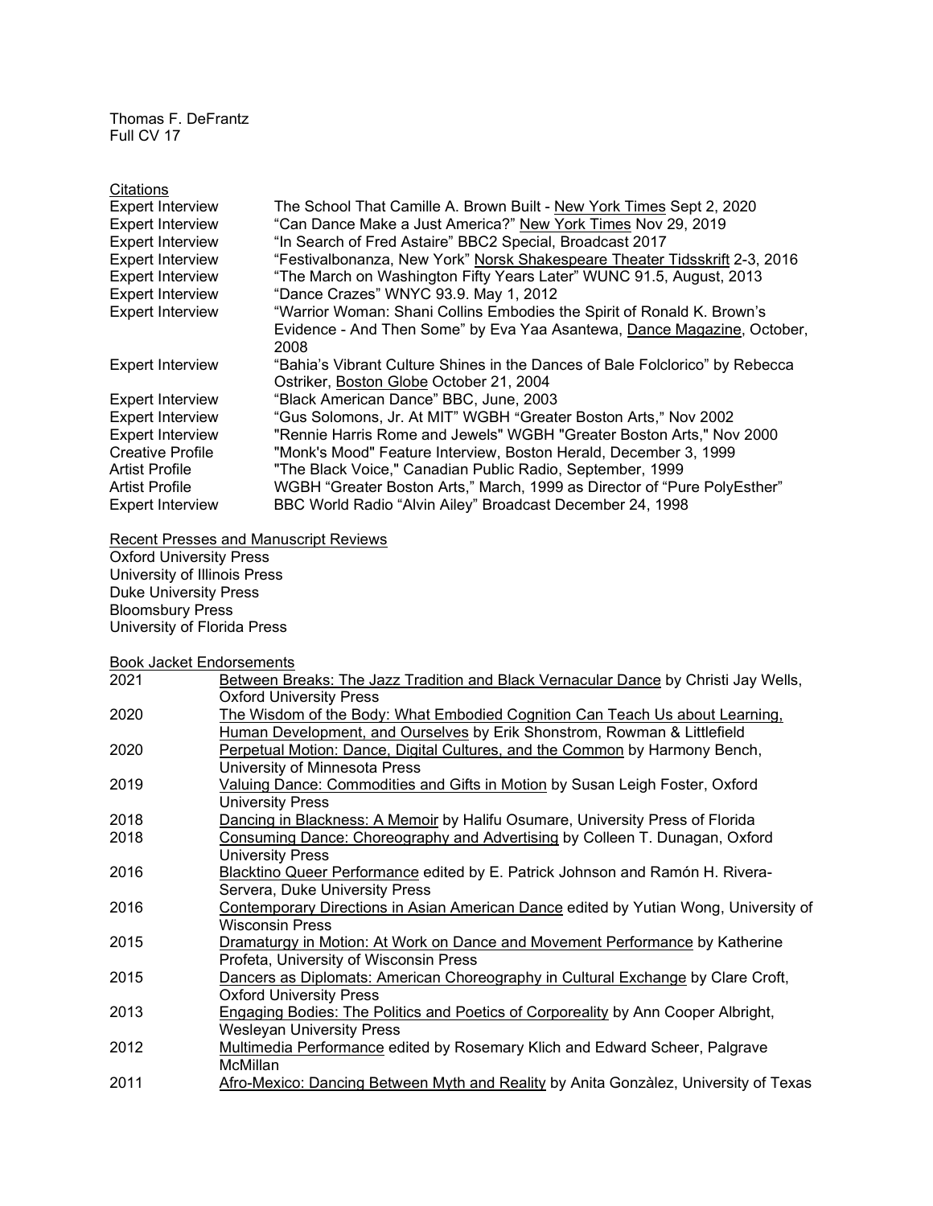## Citations

| | |
|---|---|
| Expert Interview | The School That Camille A. Brown Built - New York Times Sept 2, 2020 |
| Expert Interview | "Can Dance Make a Just America?" New York Times Nov 29, 2019 |
| Expert Interview | "In Search of Fred Astaire" BBC2 Special, Broadcast 2017 |
| Expert Interview | "Festivalbonanza, New York" Norsk Shakespeare Theater Tidsskrift 2-3, 2016 |
| Expert Interview | "The March on Washington Fifty Years Later" WUNC 91.5, August, 2013 |
| Expert Interview | "Dance Crazes" WNYC 93.9. May 1, 2012 |
| Expert Interview | "Warrior Woman: Shani Collins Embodies the Spirit of Ronald K. Brown's Evidence - And Then Some" by Eva Yaa Asantewa, Dance Magazine, October, 2008 |
| Expert Interview | "Bahia's Vibrant Culture Shines in the Dances of Bale Folclorico" by Rebecca Ostriker, Boston Globe October 21, 2004 |
| Expert Interview | "Black American Dance" BBC, June, 2003 |
| Expert Interview | "Gus Solomons, Jr. At MIT" WGBH "Greater Boston Arts," Nov 2002 |
| Expert Interview | "Rennie Harris Rome and Jewels" WGBH "Greater Boston Arts," Nov 2000 |
| Creative Profile | "Monk's Mood" Feature Interview, Boston Herald, December 3, 1999 |
| Artist Profile | "The Black Voice," Canadian Public Radio, September, 1999 |
| Artist Profile | WGBH "Greater Boston Arts," March, 1999 as Director of "Pure PolyEsther" |
| Expert Interview | BBC World Radio "Alvin Ailey" Broadcast December 24, 1998 |

## Recent Presses and Manuscript Reviews

Oxford University Press
University of Illinois Press
Duke University Press
Bloomsbury Press
University of Florida Press

## Book Jacket Endorsements

| | |
|---|---|
| 2021 | Between Breaks: The Jazz Tradition and Black Vernacular Dance by Christi Jay Wells, Oxford University Press |
| 2020 | The Wisdom of the Body: What Embodied Cognition Can Teach Us about Learning, Human Development, and Ourselves by Erik Shonstrom, Rowman & Littlefield |
| 2020 | Perpetual Motion: Dance, Digital Cultures, and the Common by Harmony Bench, University of Minnesota Press |
| 2019 | Valuing Dance: Commodities and Gifts in Motion by Susan Leigh Foster, Oxford University Press |
| 2018 | Dancing in Blackness: A Memoir by Halifu Osumare, University Press of Florida |
| 2018 | Consuming Dance: Choreography and Advertising by Colleen T. Dunagan, Oxford University Press |
| 2016 | Blacktino Queer Performance edited by E. Patrick Johnson and Ramón H. Rivera-Servera, Duke University Press |
| 2016 | Contemporary Directions in Asian American Dance edited by Yutian Wong, University of Wisconsin Press |
| 2015 | Dramaturgy in Motion: At Work on Dance and Movement Performance by Katherine Profeta, University of Wisconsin Press |
| 2015 | Dancers as Diplomats: American Choreography in Cultural Exchange by Clare Croft, Oxford University Press |
| 2013 | Engaging Bodies: The Politics and Poetics of Corporeality by Ann Cooper Albright, Wesleyan University Press |
| 2012 | Multimedia Performance edited by Rosemary Klich and Edward Scheer, Palgrave McMillan |
| 2011 | Afro-Mexico: Dancing Between Myth and Reality by Anita Gonzàlez, University of Texas |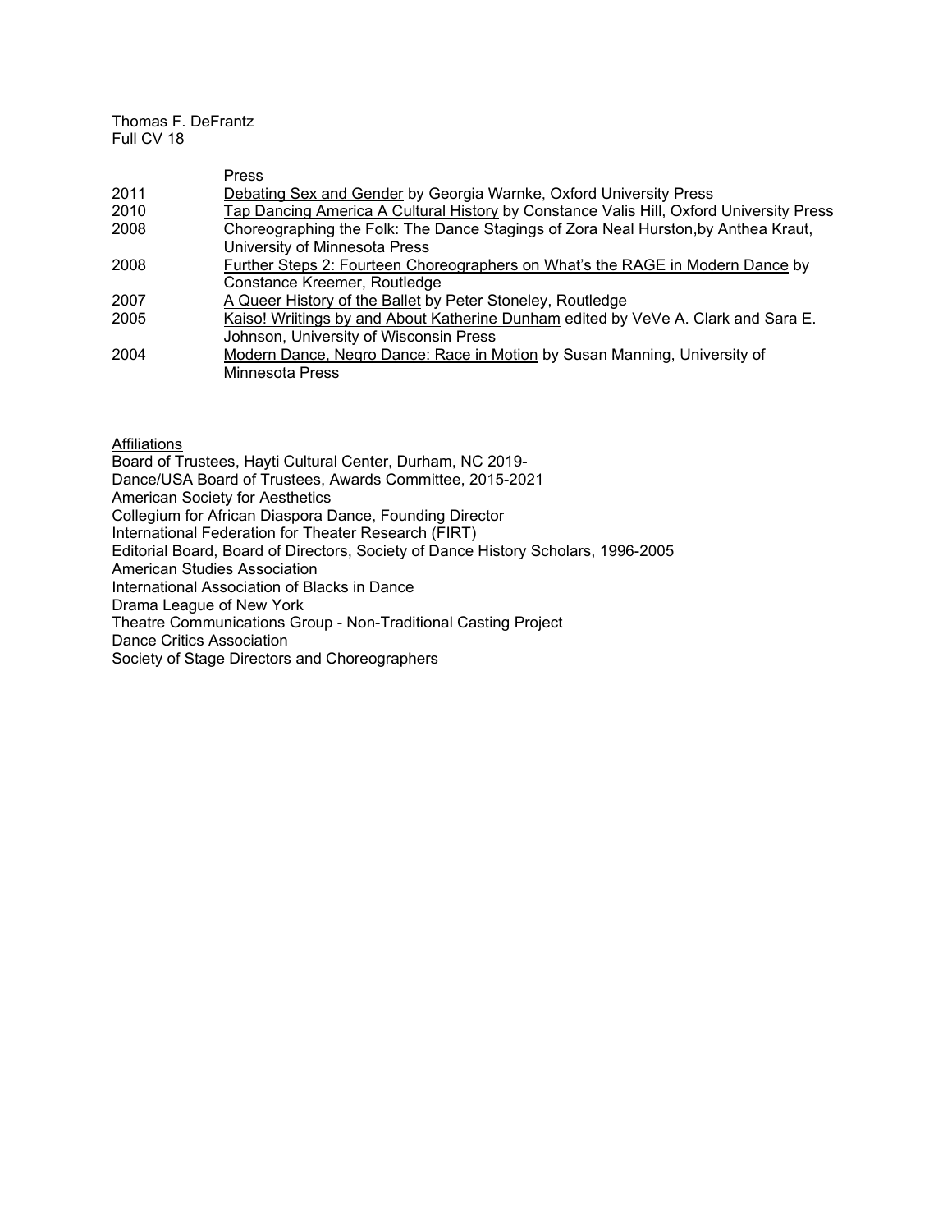Press

| | |
|---|---|
| 2011 | Debating Sex and Gender by Georgia Warnke, Oxford University Press |
| 2010 | Tap Dancing America A Cultural History by Constance Valis Hill, Oxford University Press |
| 2008 | Choreographing the Folk: The Dance Stagings of Zora Neal Hurston,by Anthea Kraut, University of Minnesota Press |
| 2008 | Further Steps 2: Fourteen Choreographers on What's the RAGE in Modern Dance by Constance Kreemer, Routledge |
| 2007 | A Queer History of the Ballet by Peter Stoneley, Routledge |
| 2005 | Kaiso! Wriitings by and About Katherine Dunham edited by VeVe A. Clark and Sara E. Johnson, University of Wisconsin Press |
| 2004 | Modern Dance, Negro Dance: Race in Motion by Susan Manning, University of Minnesota Press |

Affiliations

Board of Trustees, Hayti Cultural Center, Durham, NC 2019-
Dance/USA Board of Trustees, Awards Committee, 2015-2021
American Society for Aesthetics
Collegium for African Diaspora Dance, Founding Director
International Federation for Theater Research (FIRT)
Editorial Board, Board of Directors, Society of Dance History Scholars, 1996-2005
American Studies Association
International Association of Blacks in Dance
Drama League of New York
Theatre Communications Group - Non-Traditional Casting Project
Dance Critics Association
Society of Stage Directors and Choreographers